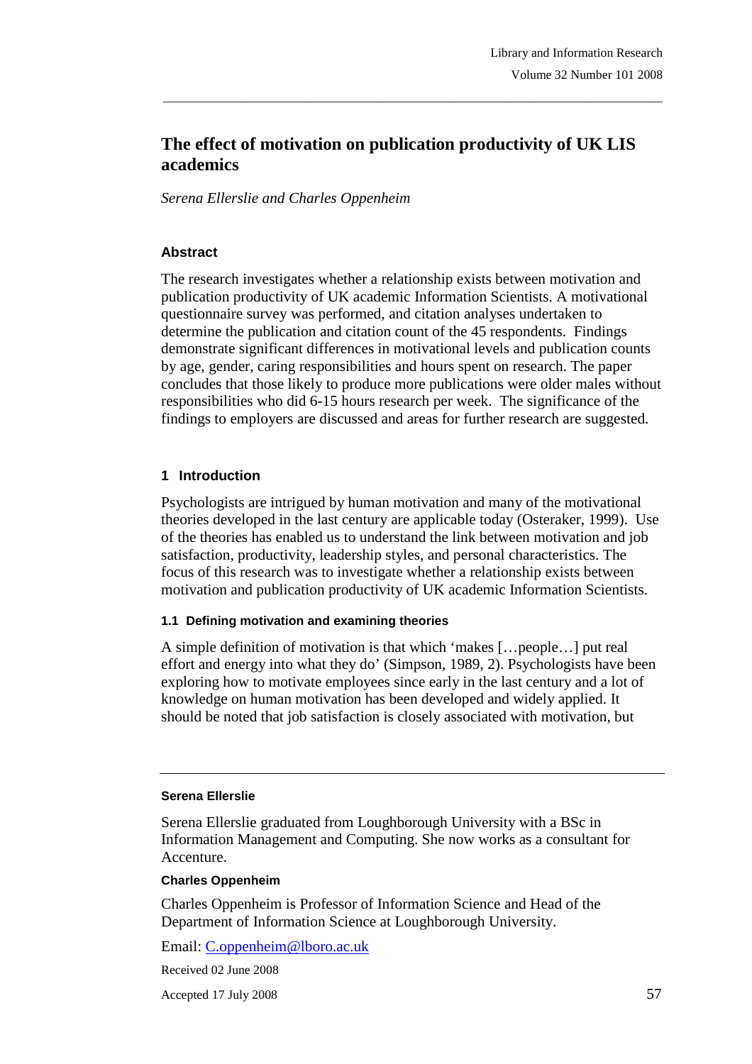# The effect of motivation on publication productivity of UK LIS academics

*Serena Ellerslie and Charles Oppenheim*

### Abstract

The research investigates whether a relationship exists between motivation and publication productivity of UK academic Information Scientists. A motivational questionnaire survey was performed, and citation analyses undertaken to determine the publication and citation count of the 45 respondents. Findings demonstrate significant differences in motivational levels and publication counts by age, gender, caring responsibilities and hours spent on research. The paper concludes that those likely to produce more publications were older males without responsibilities who did 6-15 hours research per week. The significance of the findings to employers are discussed and areas for further research are suggested.

## 1 Introduction

Psychologists are intrigued by human motivation and many of the motivational theories developed in the last century are applicable today (Osteraker, 1999). Use of the theories has enabled us to understand the link between motivation and job satisfaction, productivity, leadership styles, and personal characteristics. The focus of this research was to investigate whether a relationship exists between motivation and publication productivity of UK academic Information Scientists.

### 1.1 Defining motivation and examining theories

A simple definition of motivation is that which 'makes […people…] put real effort and energy into what they do' (Simpson, 1989, 2). Psychologists have been exploring how to motivate employees since early in the last century and a lot of knowledge on human motivation has been developed and widely applied. It should be noted that job satisfaction is closely associated with motivation, but

---

**Serena Ellerslie**

Serena Ellerslie graduated from Loughborough University with a BSc in Information Management and Computing. She now works as a consultant for Accenture.

**Charles Oppenheim**

Charles Oppenheim is Professor of Information Science and Head of the Department of Information Science at Loughborough University.

Email: [C.oppenheim@lboro.ac.uk](mailto:C.oppenheim@lboro.ac.uk)

Received 02 June 2008

Accepted 17 July 2008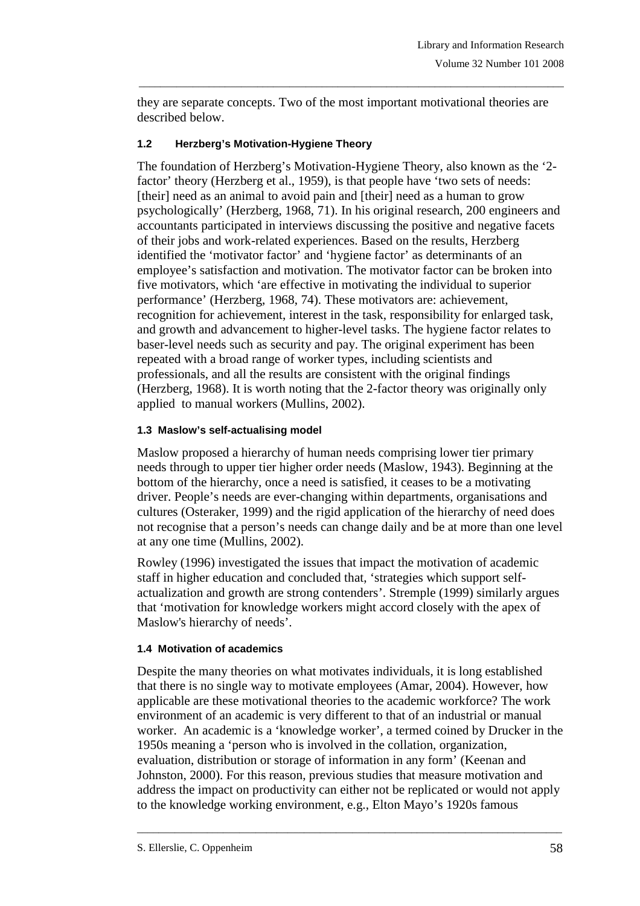they are separate concepts. Two of the most important motivational theories are described below.

### 1.2 Herzberg's Motivation-Hygiene Theory

The foundation of Herzberg's Motivation-Hygiene Theory, also known as the '2-factor' theory (Herzberg et al., 1959), is that people have 'two sets of needs: [their] need as an animal to avoid pain and [their] need as a human to grow psychologically' (Herzberg, 1968, 71). In his original research, 200 engineers and accountants participated in interviews discussing the positive and negative facets of their jobs and work-related experiences. Based on the results, Herzberg identified the 'motivator factor' and 'hygiene factor' as determinants of an employee's satisfaction and motivation. The motivator factor can be broken into five motivators, which 'are effective in motivating the individual to superior performance' (Herzberg, 1968, 74). These motivators are: achievement, recognition for achievement, interest in the task, responsibility for enlarged task, and growth and advancement to higher-level tasks. The hygiene factor relates to baser-level needs such as security and pay. The original experiment has been repeated with a broad range of worker types, including scientists and professionals, and all the results are consistent with the original findings (Herzberg, 1968). It is worth noting that the 2-factor theory was originally only applied to manual workers (Mullins, 2002).

### 1.3 Maslow's self-actualising model

Maslow proposed a hierarchy of human needs comprising lower tier primary needs through to upper tier higher order needs (Maslow, 1943). Beginning at the bottom of the hierarchy, once a need is satisfied, it ceases to be a motivating driver. People's needs are ever-changing within departments, organisations and cultures (Osteraker, 1999) and the rigid application of the hierarchy of need does not recognise that a person's needs can change daily and be at more than one level at any one time (Mullins, 2002).

Rowley (1996) investigated the issues that impact the motivation of academic staff in higher education and concluded that, 'strategies which support self-actualization and growth are strong contenders'. Stremple (1999) similarly argues that 'motivation for knowledge workers might accord closely with the apex of Maslow's hierarchy of needs'.

### 1.4 Motivation of academics

Despite the many theories on what motivates individuals, it is long established that there is no single way to motivate employees (Amar, 2004). However, how applicable are these motivational theories to the academic workforce? The work environment of an academic is very different to that of an industrial or manual worker. An academic is a 'knowledge worker', a termed coined by Drucker in the 1950s meaning a 'person who is involved in the collation, organization, evaluation, distribution or storage of information in any form' (Keenan and Johnston, 2000). For this reason, previous studies that measure motivation and address the impact on productivity can either not be replicated or would not apply to the knowledge working environment, e.g., Elton Mayo's 1920s famous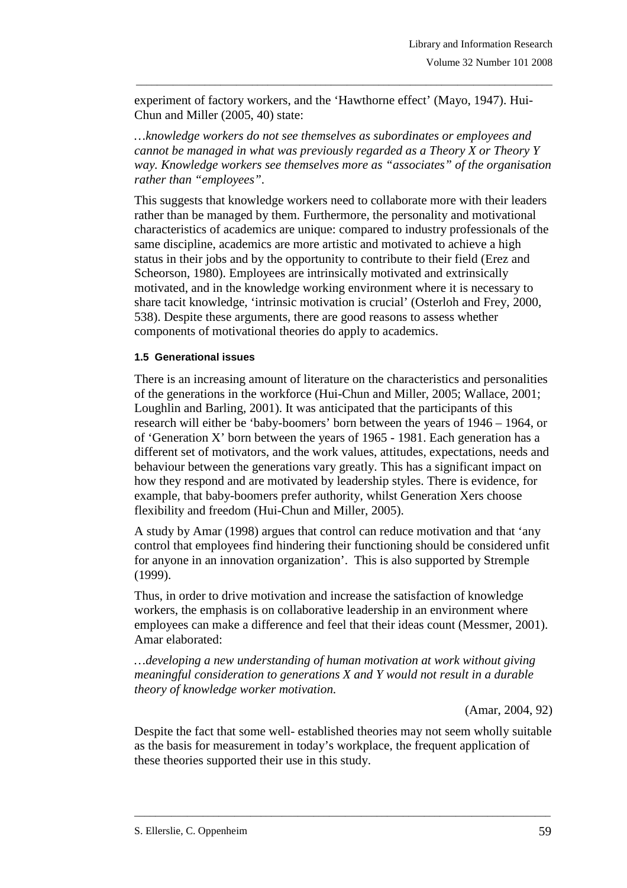experiment of factory workers, and the 'Hawthorne effect' (Mayo, 1947). Hui-Chun and Miller (2005, 40) state:

*…knowledge workers do not see themselves as subordinates or employees and cannot be managed in what was previously regarded as a Theory X or Theory Y way. Knowledge workers see themselves more as "associates" of the organisation rather than "employees".*

This suggests that knowledge workers need to collaborate more with their leaders rather than be managed by them. Furthermore, the personality and motivational characteristics of academics are unique: compared to industry professionals of the same discipline, academics are more artistic and motivated to achieve a high status in their jobs and by the opportunity to contribute to their field (Erez and Scheorson, 1980). Employees are intrinsically motivated and extrinsically motivated, and in the knowledge working environment where it is necessary to share tacit knowledge, 'intrinsic motivation is crucial' (Osterloh and Frey, 2000, 538). Despite these arguments, there are good reasons to assess whether components of motivational theories do apply to academics.

### 1.5 Generational issues

There is an increasing amount of literature on the characteristics and personalities of the generations in the workforce (Hui-Chun and Miller, 2005; Wallace, 2001; Loughlin and Barling, 2001). It was anticipated that the participants of this research will either be 'baby-boomers' born between the years of 1946 – 1964, or of 'Generation X' born between the years of 1965 - 1981. Each generation has a different set of motivators, and the work values, attitudes, expectations, needs and behaviour between the generations vary greatly. This has a significant impact on how they respond and are motivated by leadership styles. There is evidence, for example, that baby-boomers prefer authority, whilst Generation Xers choose flexibility and freedom (Hui-Chun and Miller, 2005).

A study by Amar (1998) argues that control can reduce motivation and that 'any control that employees find hindering their functioning should be considered unfit for anyone in an innovation organization'. This is also supported by Stremple (1999).

Thus, in order to drive motivation and increase the satisfaction of knowledge workers, the emphasis is on collaborative leadership in an environment where employees can make a difference and feel that their ideas count (Messmer, 2001). Amar elaborated:

*…developing a new understanding of human motivation at work without giving meaningful consideration to generations X and Y would not result in a durable theory of knowledge worker motivation.*

(Amar, 2004, 92)

Despite the fact that some well- established theories may not seem wholly suitable as the basis for measurement in today's workplace, the frequent application of these theories supported their use in this study.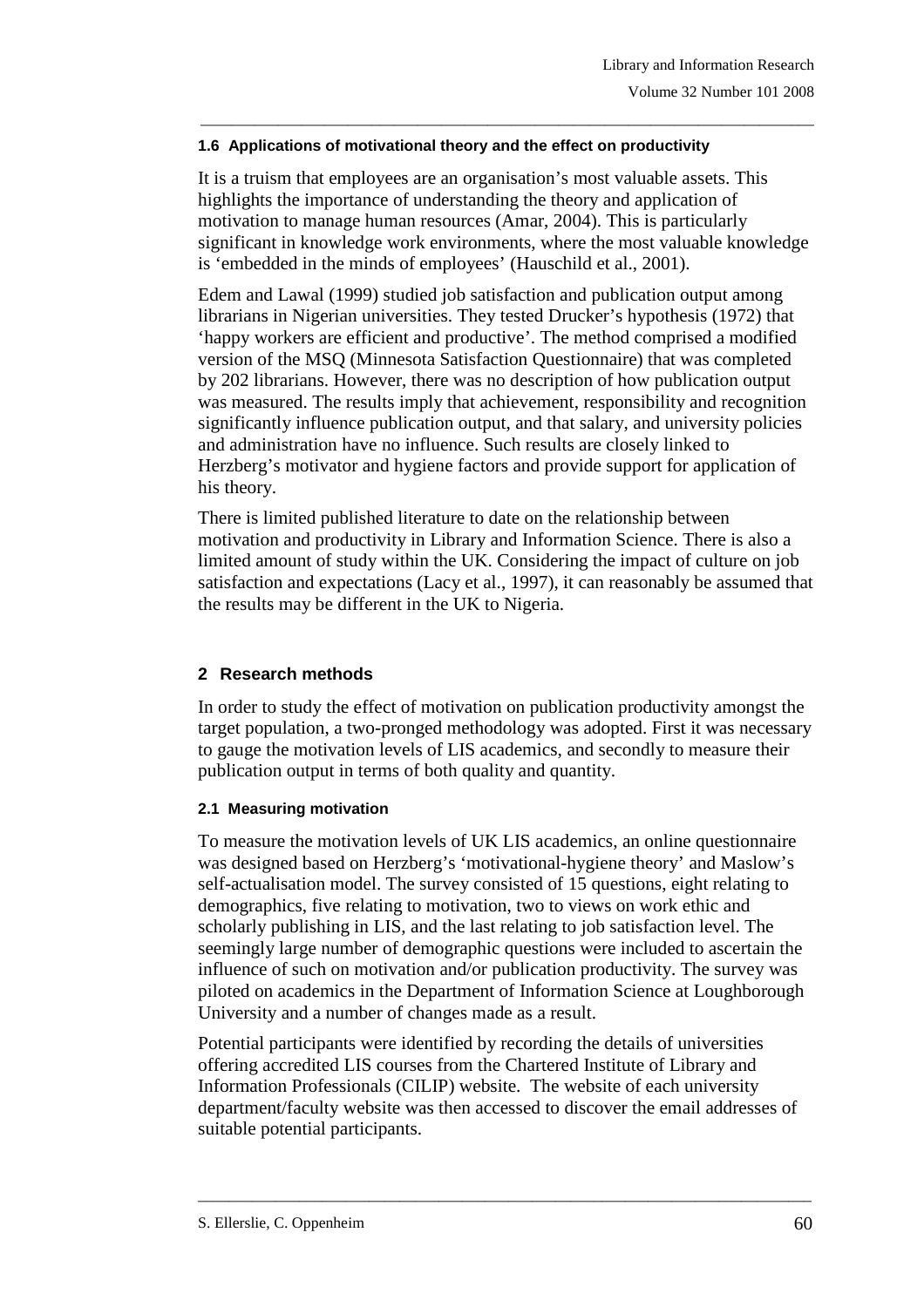### 1.6 Applications of motivational theory and the effect on productivity

It is a truism that employees are an organisation's most valuable assets. This highlights the importance of understanding the theory and application of motivation to manage human resources (Amar, 2004). This is particularly significant in knowledge work environments, where the most valuable knowledge is 'embedded in the minds of employees' (Hauschild et al., 2001).

Edem and Lawal (1999) studied job satisfaction and publication output among librarians in Nigerian universities. They tested Drucker's hypothesis (1972) that 'happy workers are efficient and productive'. The method comprised a modified version of the MSQ (Minnesota Satisfaction Questionnaire) that was completed by 202 librarians. However, there was no description of how publication output was measured. The results imply that achievement, responsibility and recognition significantly influence publication output, and that salary, and university policies and administration have no influence. Such results are closely linked to Herzberg's motivator and hygiene factors and provide support for application of his theory.

There is limited published literature to date on the relationship between motivation and productivity in Library and Information Science. There is also a limited amount of study within the UK. Considering the impact of culture on job satisfaction and expectations (Lacy et al., 1997), it can reasonably be assumed that the results may be different in the UK to Nigeria.

## 2 Research methods

In order to study the effect of motivation on publication productivity amongst the target population, a two-pronged methodology was adopted. First it was necessary to gauge the motivation levels of LIS academics, and secondly to measure their publication output in terms of both quality and quantity.

### 2.1 Measuring motivation

To measure the motivation levels of UK LIS academics, an online questionnaire was designed based on Herzberg's 'motivational-hygiene theory' and Maslow's self-actualisation model. The survey consisted of 15 questions, eight relating to demographics, five relating to motivation, two to views on work ethic and scholarly publishing in LIS, and the last relating to job satisfaction level. The seemingly large number of demographic questions were included to ascertain the influence of such on motivation and/or publication productivity. The survey was piloted on academics in the Department of Information Science at Loughborough University and a number of changes made as a result.

Potential participants were identified by recording the details of universities offering accredited LIS courses from the Chartered Institute of Library and Information Professionals (CILIP) website. The website of each university department/faculty website was then accessed to discover the email addresses of suitable potential participants.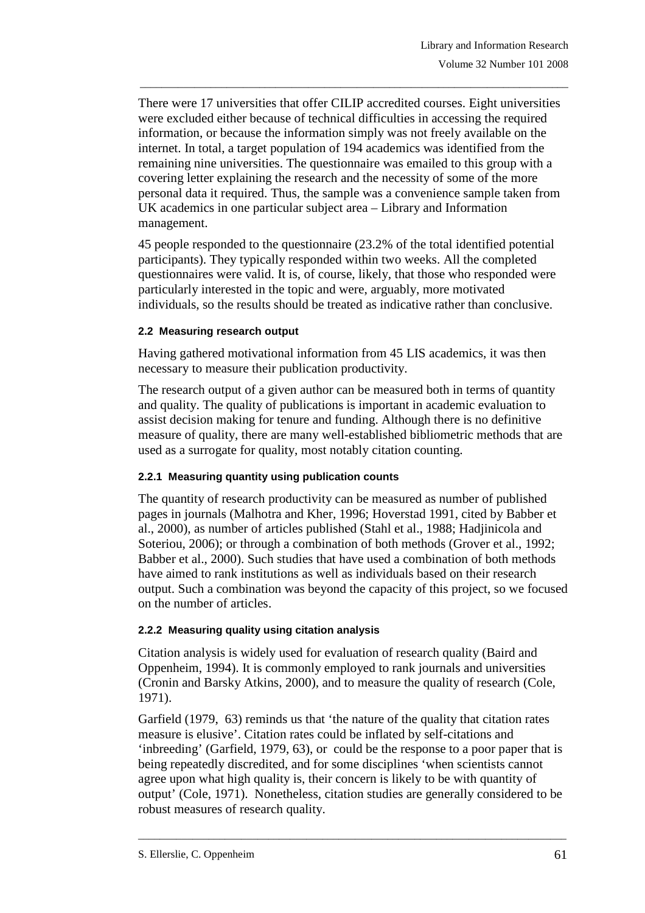There were 17 universities that offer CILIP accredited courses. Eight universities were excluded either because of technical difficulties in accessing the required information, or because the information simply was not freely available on the internet. In total, a target population of 194 academics was identified from the remaining nine universities. The questionnaire was emailed to this group with a covering letter explaining the research and the necessity of some of the more personal data it required. Thus, the sample was a convenience sample taken from UK academics in one particular subject area – Library and Information management.

45 people responded to the questionnaire (23.2% of the total identified potential participants). They typically responded within two weeks. All the completed questionnaires were valid. It is, of course, likely, that those who responded were particularly interested in the topic and were, arguably, more motivated individuals, so the results should be treated as indicative rather than conclusive.

### 2.2 Measuring research output

Having gathered motivational information from 45 LIS academics, it was then necessary to measure their publication productivity.

The research output of a given author can be measured both in terms of quantity and quality. The quality of publications is important in academic evaluation to assist decision making for tenure and funding. Although there is no definitive measure of quality, there are many well-established bibliometric methods that are used as a surrogate for quality, most notably citation counting.

#### 2.2.1 Measuring quantity using publication counts

The quantity of research productivity can be measured as number of published pages in journals (Malhotra and Kher, 1996; Hoverstad 1991, cited by Babber et al., 2000), as number of articles published (Stahl et al., 1988; Hadjinicola and Soteriou, 2006); or through a combination of both methods (Grover et al., 1992; Babber et al., 2000). Such studies that have used a combination of both methods have aimed to rank institutions as well as individuals based on their research output. Such a combination was beyond the capacity of this project, so we focused on the number of articles.

#### 2.2.2 Measuring quality using citation analysis

Citation analysis is widely used for evaluation of research quality (Baird and Oppenheim, 1994). It is commonly employed to rank journals and universities (Cronin and Barsky Atkins, 2000), and to measure the quality of research (Cole, 1971).

Garfield (1979, 63) reminds us that 'the nature of the quality that citation rates measure is elusive'. Citation rates could be inflated by self-citations and 'inbreeding' (Garfield, 1979, 63), or could be the response to a poor paper that is being repeatedly discredited, and for some disciplines 'when scientists cannot agree upon what high quality is, their concern is likely to be with quantity of output' (Cole, 1971). Nonetheless, citation studies are generally considered to be robust measures of research quality.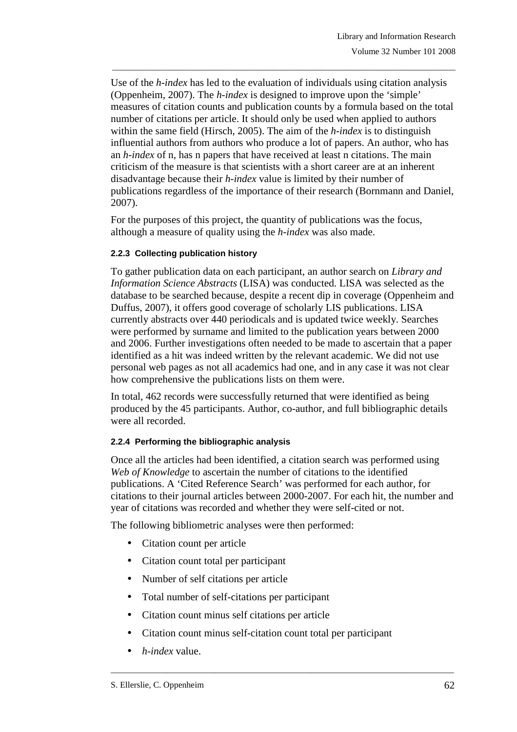Use of the *h-index* has led to the evaluation of individuals using citation analysis (Oppenheim, 2007). The *h-index* is designed to improve upon the 'simple' measures of citation counts and publication counts by a formula based on the total number of citations per article. It should only be used when applied to authors within the same field (Hirsch, 2005). The aim of the *h-index* is to distinguish influential authors from authors who produce a lot of papers. An author, who has an *h-index* of n, has n papers that have received at least n citations. The main criticism of the measure is that scientists with a short career are at an inherent disadvantage because their *h-index* value is limited by their number of publications regardless of the importance of their research (Bornmann and Daniel, 2007).

For the purposes of this project, the quantity of publications was the focus, although a measure of quality using the *h-index* was also made.

#### 2.2.3 Collecting publication history

To gather publication data on each participant, an author search on *Library and Information Science Abstracts* (LISA) was conducted. LISA was selected as the database to be searched because, despite a recent dip in coverage (Oppenheim and Duffus, 2007), it offers good coverage of scholarly LIS publications. LISA currently abstracts over 440 periodicals and is updated twice weekly. Searches were performed by surname and limited to the publication years between 2000 and 2006. Further investigations often needed to be made to ascertain that a paper identified as a hit was indeed written by the relevant academic. We did not use personal web pages as not all academics had one, and in any case it was not clear how comprehensive the publications lists on them were.

In total, 462 records were successfully returned that were identified as being produced by the 45 participants. Author, co-author, and full bibliographic details were all recorded.

#### 2.2.4 Performing the bibliographic analysis

Once all the articles had been identified, a citation search was performed using *Web of Knowledge* to ascertain the number of citations to the identified publications. A 'Cited Reference Search' was performed for each author, for citations to their journal articles between 2000-2007. For each hit, the number and year of citations was recorded and whether they were self-cited or not.

The following bibliometric analyses were then performed:

- Citation count per article
- Citation count total per participant
- Number of self citations per article
- Total number of self-citations per participant
- Citation count minus self citations per article
- Citation count minus self-citation count total per participant
- *h-index* value.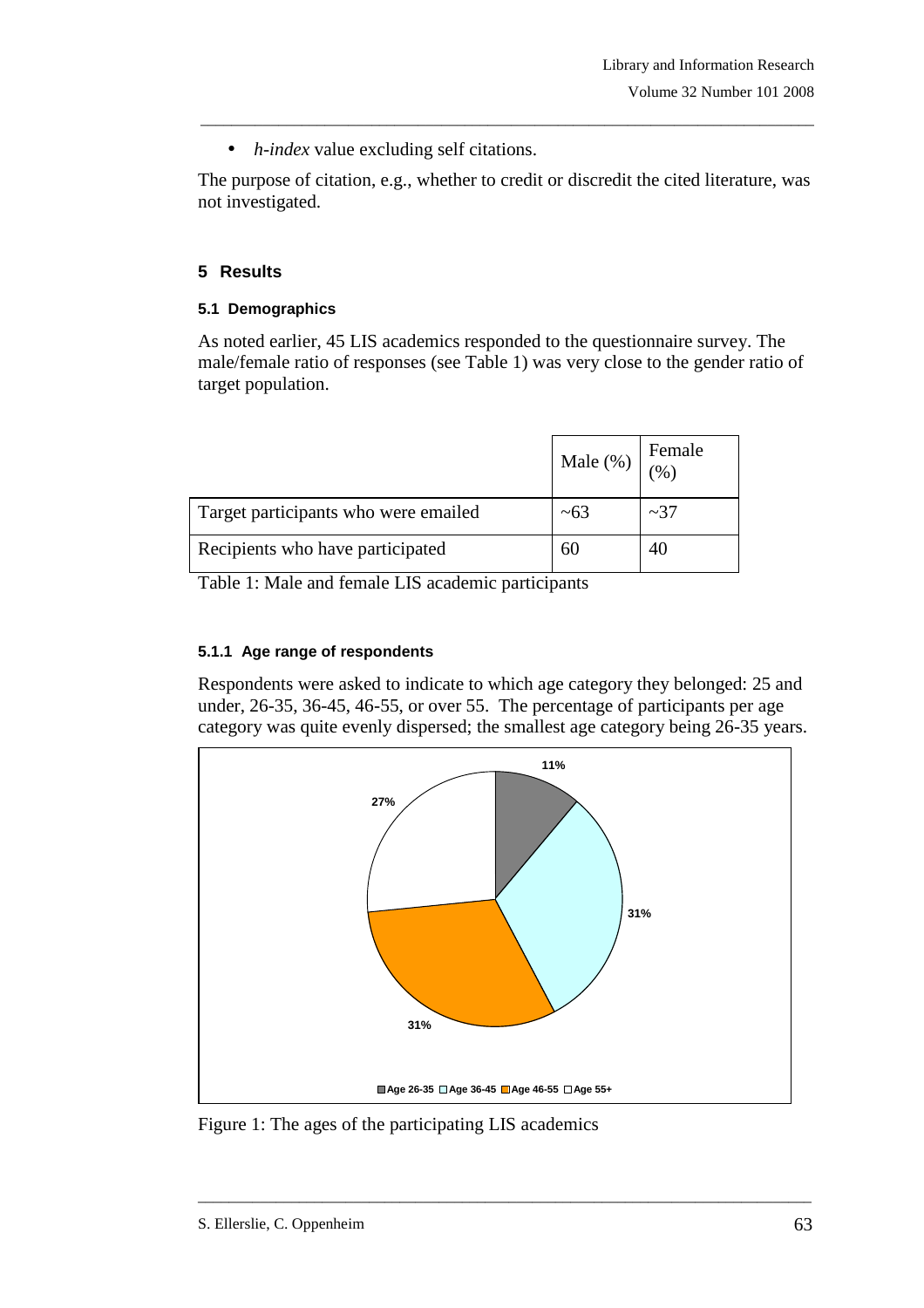- *h-index* value excluding self citations.

The purpose of citation, e.g., whether to credit or discredit the cited literature, was not investigated.

## 5 Results

### 5.1 Demographics

As noted earlier, 45 LIS academics responded to the questionnaire survey. The male/female ratio of responses (see Table 1) was very close to the gender ratio of target population.

| | Male (%) | Female (%) |
|---|---|---|
| Target participants who were emailed | ~63 | ~37 |
| Recipients who have participated | 60 | 40 |

Table 1: Male and female LIS academic participants

#### 5.1.1 Age range of respondents

Respondents were asked to indicate to which age category they belonged: 25 and under, 26-35, 36-45, 46-55, or over 55. The percentage of participants per age category was quite evenly dispersed; the smallest age category being 26-35 years.

| Age category | Percentage |
|---|---|
| Age 26-35 | 11% |
| Age 36-45 | 31% |
| Age 46-55 | 31% |
| Age 55+ | 27% |

Figure 1: The ages of the participating LIS academics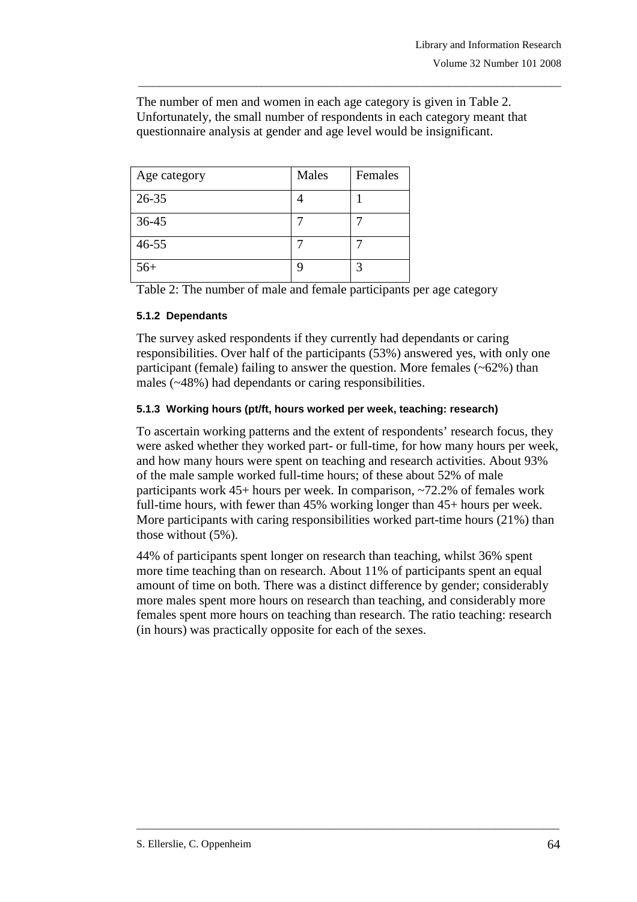The number of men and women in each age category is given in Table 2. Unfortunately, the small number of respondents in each category meant that questionnaire analysis at gender and age level would be insignificant.

| Age category | Males | Females |
|---|---|---|
| 26-35 | 4 | 1 |
| 36-45 | 7 | 7 |
| 46-55 | 7 | 7 |
| 56+ | 9 | 3 |

Table 2: The number of male and female participants per age category

#### 5.1.2 Dependants

The survey asked respondents if they currently had dependants or caring responsibilities. Over half of the participants (53%) answered yes, with only one participant (female) failing to answer the question. More females (~62%) than males (~48%) had dependants or caring responsibilities.

#### 5.1.3 Working hours (pt/ft, hours worked per week, teaching: research)

To ascertain working patterns and the extent of respondents' research focus, they were asked whether they worked part- or full-time, for how many hours per week, and how many hours were spent on teaching and research activities. About 93% of the male sample worked full-time hours; of these about 52% of male participants work 45+ hours per week. In comparison, ~72.2% of females work full-time hours, with fewer than 45% working longer than 45+ hours per week. More participants with caring responsibilities worked part-time hours (21%) than those without (5%).

44% of participants spent longer on research than teaching, whilst 36% spent more time teaching than on research. About 11% of participants spent an equal amount of time on both. There was a distinct difference by gender; considerably more males spent more hours on research than teaching, and considerably more females spent more hours on teaching than research. The ratio teaching: research (in hours) was practically opposite for each of the sexes.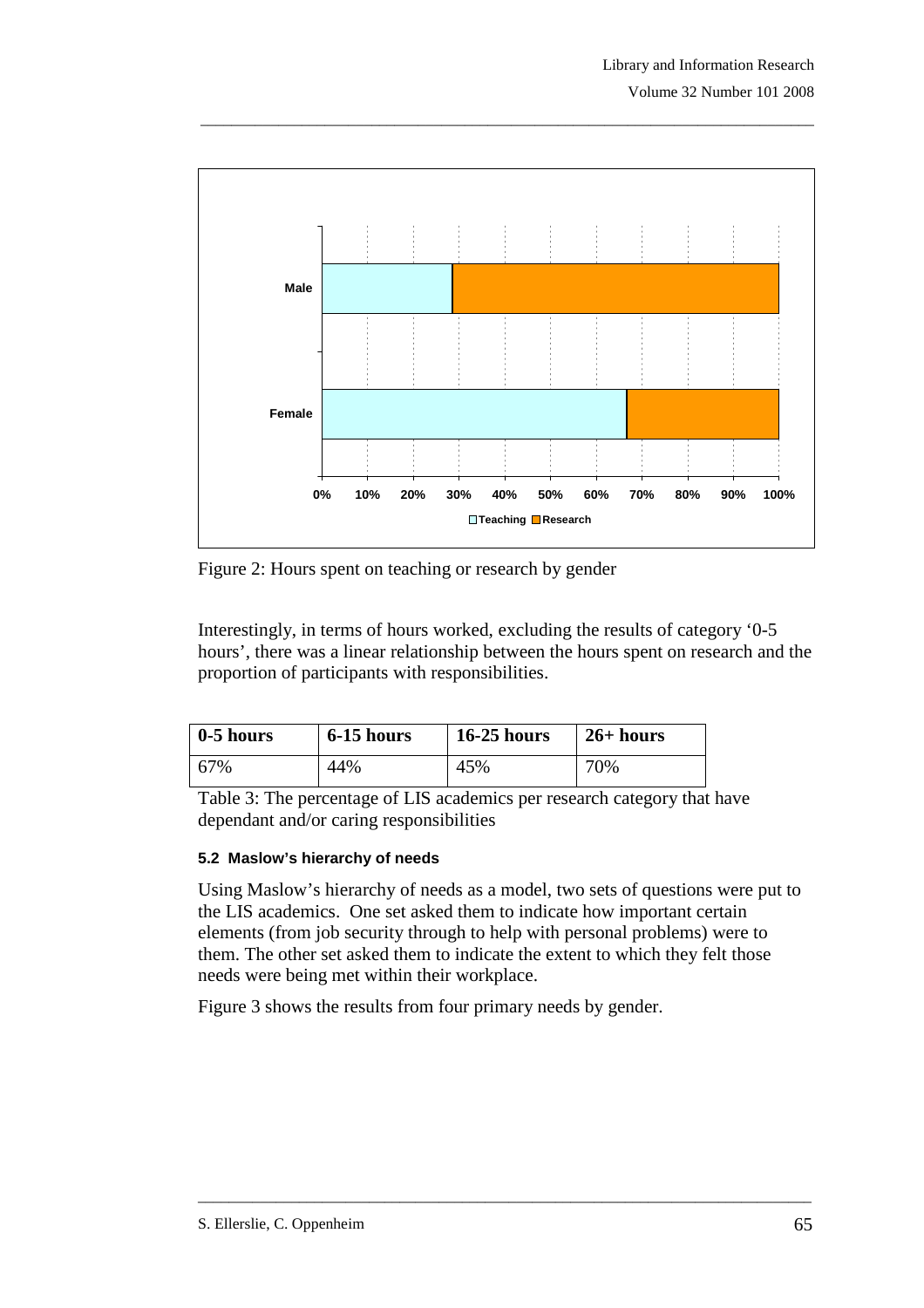Figure 2: Hours spent on teaching or research by gender

Interestingly, in terms of hours worked, excluding the results of category '0-5 hours', there was a linear relationship between the hours spent on research and the proportion of participants with responsibilities.

| 0-5 hours | 6-15 hours | 16-25 hours | 26+ hours |
|---|---|---|---|
| 67% | 44% | 45% | 70% |

Table 3: The percentage of LIS academics per research category that have dependant and/or caring responsibilities

### 5.2 Maslow's hierarchy of needs

Using Maslow's hierarchy of needs as a model, two sets of questions were put to the LIS academics. One set asked them to indicate how important certain elements (from job security through to help with personal problems) were to them. The other set asked them to indicate the extent to which they felt those needs were being met within their workplace.

Figure 3 shows the results from four primary needs by gender.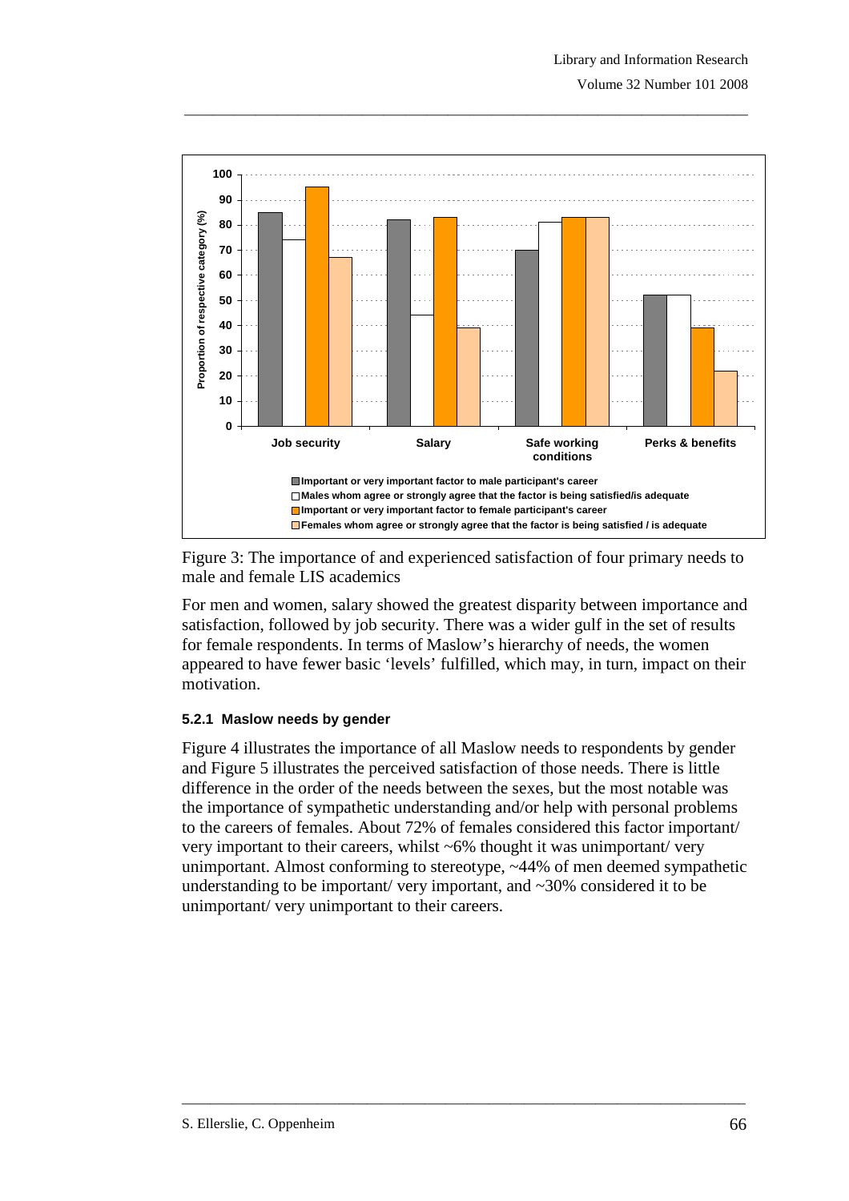Figure 3: The importance of and experienced satisfaction of four primary needs to male and female LIS academics

For men and women, salary showed the greatest disparity between importance and satisfaction, followed by job security. There was a wider gulf in the set of results for female respondents. In terms of Maslow's hierarchy of needs, the women appeared to have fewer basic 'levels' fulfilled, which may, in turn, impact on their motivation.

### 5.2.1 Maslow needs by gender

Figure 4 illustrates the importance of all Maslow needs to respondents by gender and Figure 5 illustrates the perceived satisfaction of those needs. There is little difference in the order of the needs between the sexes, but the most notable was the importance of sympathetic understanding and/or help with personal problems to the careers of females. About 72% of females considered this factor important/ very important to their careers, whilst ~6% thought it was unimportant/ very unimportant. Almost conforming to stereotype, ~44% of men deemed sympathetic understanding to be important/ very important, and ~30% considered it to be unimportant/ very unimportant to their careers.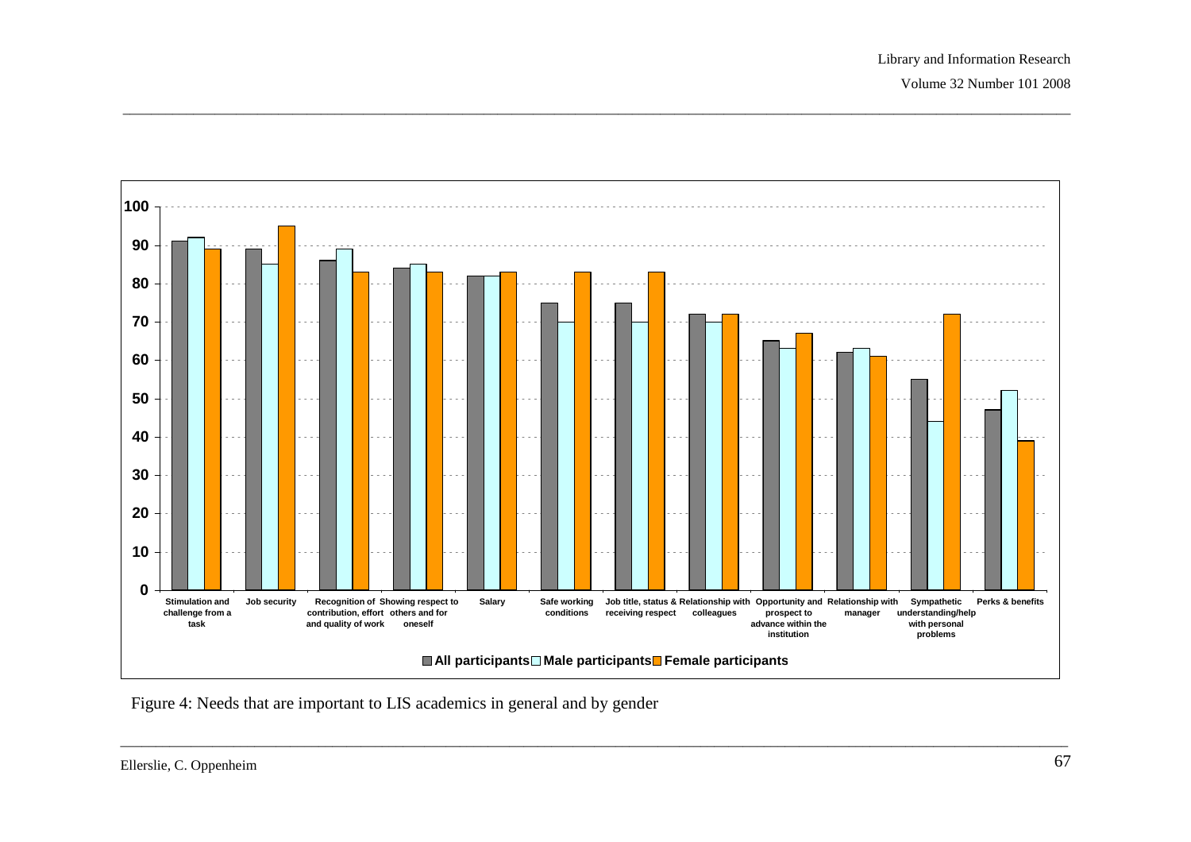| Need | All participants | Male participants | Female participants |
|---|---|---|---|
| Stimulation and challenge from a task | 91 | 92 | 89 |
| Job security | 89 | 85 | 95 |
| Recognition of contribution, effort and quality of work | 86 | 89 | 83 |
| Showing respect to others and for oneself | 84 | 85 | 83 |
| Salary | 82 | 82 | 83 |
| Safe working conditions | 75 | 70 | 83 |
| Job title, status & receiving respect | 75 | 70 | 83 |
| Relationship with colleagues | 72 | 70 | 72 |
| Opportunity and prospect to advance within the institution | 65 | 63 | 67 |
| Relationship with manager | 62 | 63 | 61 |
| Sympathetic understanding/help with personal problems | 55 | 44 | 72 |
| Perks & benefits | 47 | 52 | 39 |

Figure 4: Needs that are important to LIS academics in general and by gender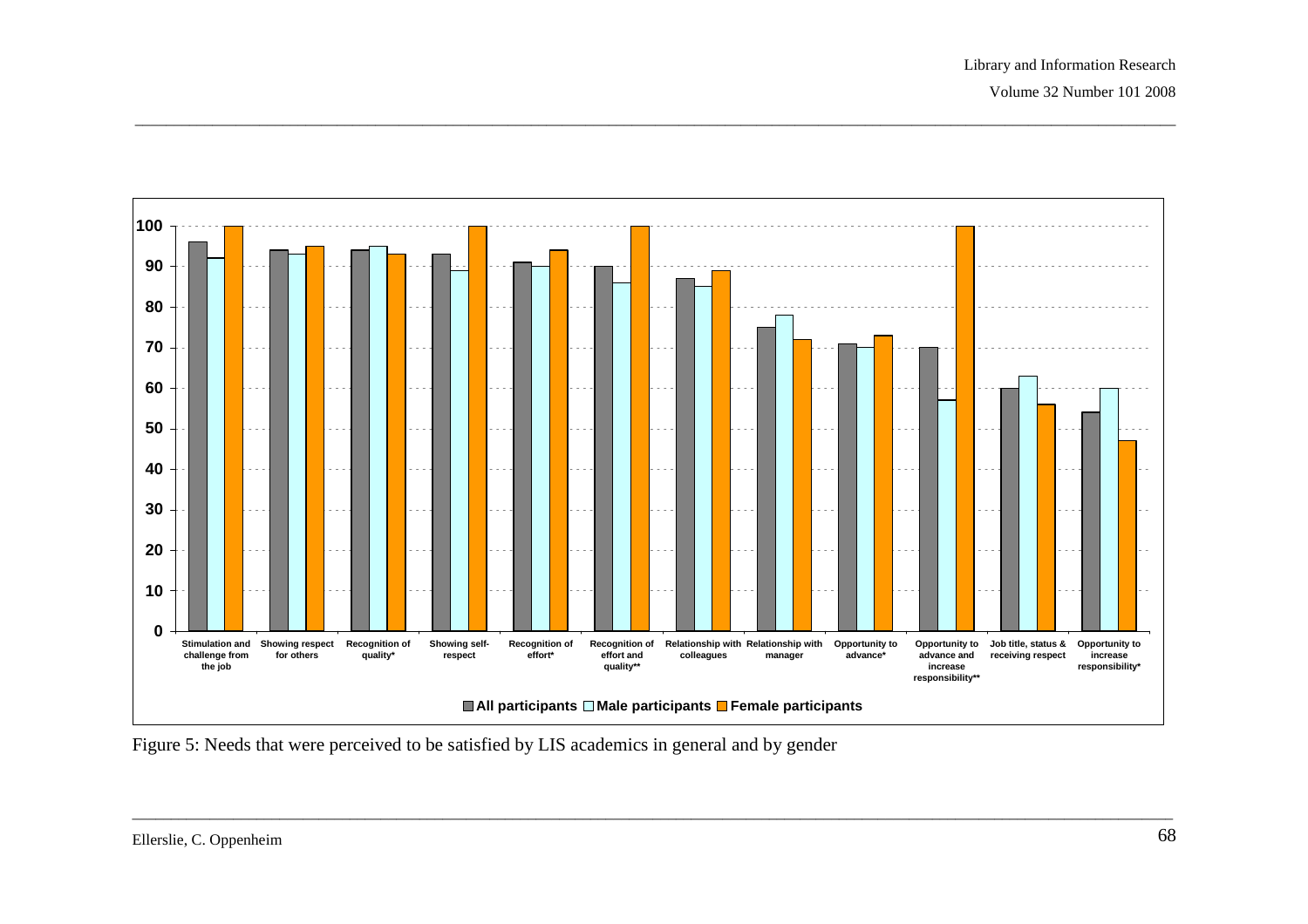Figure 5: Needs that were perceived to be satisfied by LIS academics in general and by gender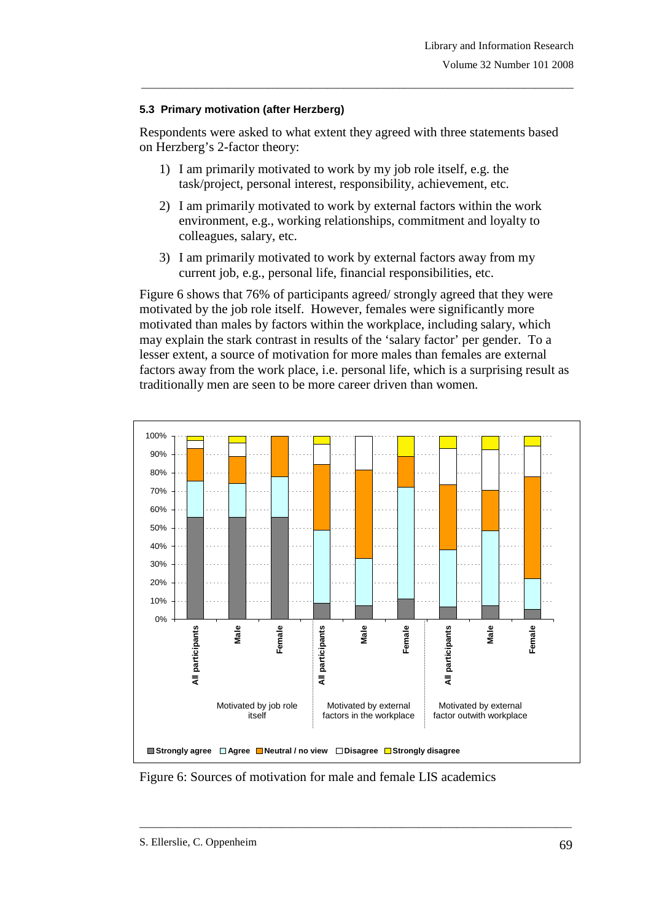### 5.3 Primary motivation (after Herzberg)

Respondents were asked to what extent they agreed with three statements based on Herzberg's 2-factor theory:

1) I am primarily motivated to work by my job role itself, e.g. the task/project, personal interest, responsibility, achievement, etc.
2) I am primarily motivated to work by external factors within the work environment, e.g., working relationships, commitment and loyalty to colleagues, salary, etc.
3) I am primarily motivated to work by external factors away from my current job, e.g., personal life, financial responsibilities, etc.

Figure 6 shows that 76% of participants agreed/ strongly agreed that they were motivated by the job role itself. However, females were significantly more motivated than males by factors within the workplace, including salary, which may explain the stark contrast in results of the 'salary factor' per gender. To a lesser extent, a source of motivation for more males than females are external factors away from the work place, i.e. personal life, which is a surprising result as traditionally men are seen to be more career driven than women.

Figure 6: Sources of motivation for male and female LIS academics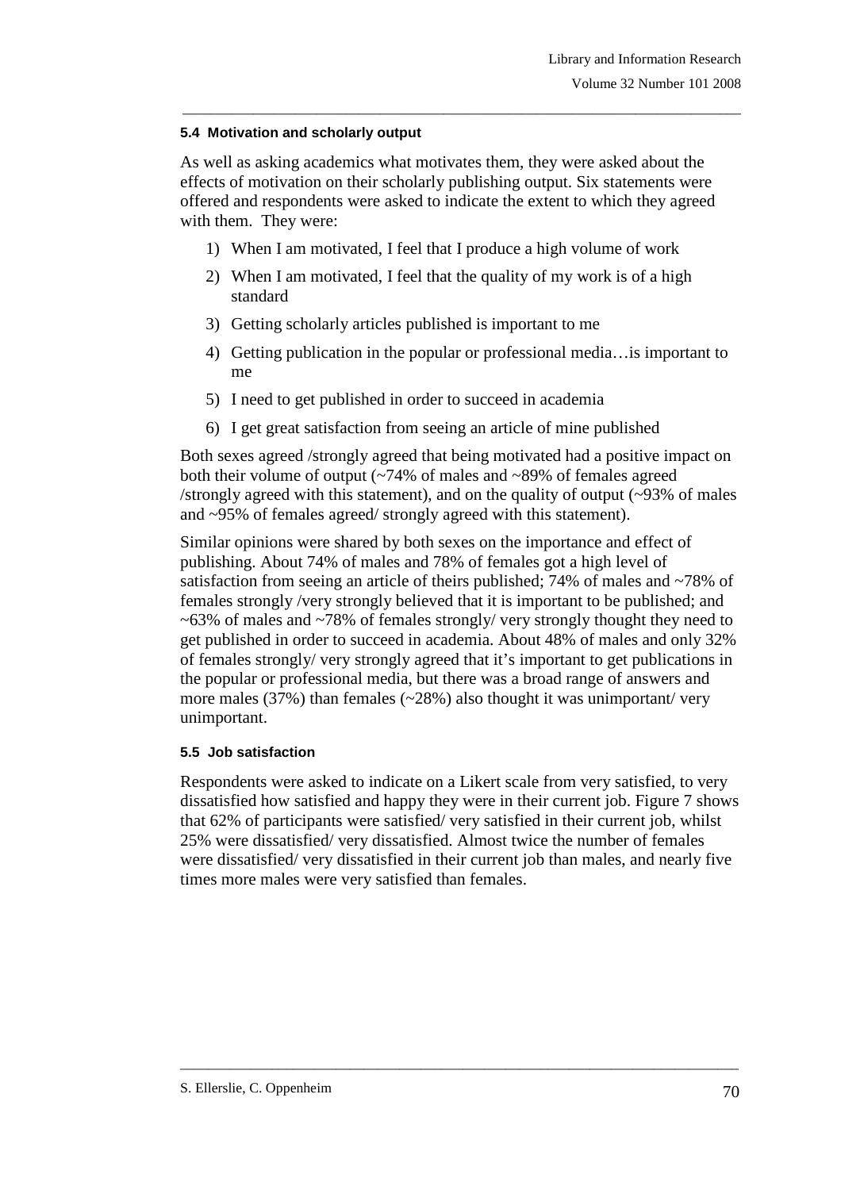### 5.4 Motivation and scholarly output

As well as asking academics what motivates them, they were asked about the effects of motivation on their scholarly publishing output. Six statements were offered and respondents were asked to indicate the extent to which they agreed with them. They were:

1) When I am motivated, I feel that I produce a high volume of work
2) When I am motivated, I feel that the quality of my work is of a high standard
3) Getting scholarly articles published is important to me
4) Getting publication in the popular or professional media…is important to me
5) I need to get published in order to succeed in academia
6) I get great satisfaction from seeing an article of mine published

Both sexes agreed /strongly agreed that being motivated had a positive impact on both their volume of output (~74% of males and ~89% of females agreed /strongly agreed with this statement), and on the quality of output (~93% of males and ~95% of females agreed/ strongly agreed with this statement).

Similar opinions were shared by both sexes on the importance and effect of publishing. About 74% of males and 78% of females got a high level of satisfaction from seeing an article of theirs published; 74% of males and ~78% of females strongly /very strongly believed that it is important to be published; and ~63% of males and ~78% of females strongly/ very strongly thought they need to get published in order to succeed in academia. About 48% of males and only 32% of females strongly/ very strongly agreed that it's important to get publications in the popular or professional media, but there was a broad range of answers and more males (37%) than females (~28%) also thought it was unimportant/ very unimportant.

### 5.5 Job satisfaction

Respondents were asked to indicate on a Likert scale from very satisfied, to very dissatisfied how satisfied and happy they were in their current job. Figure 7 shows that 62% of participants were satisfied/ very satisfied in their current job, whilst 25% were dissatisfied/ very dissatisfied. Almost twice the number of females were dissatisfied/ very dissatisfied in their current job than males, and nearly five times more males were very satisfied than females.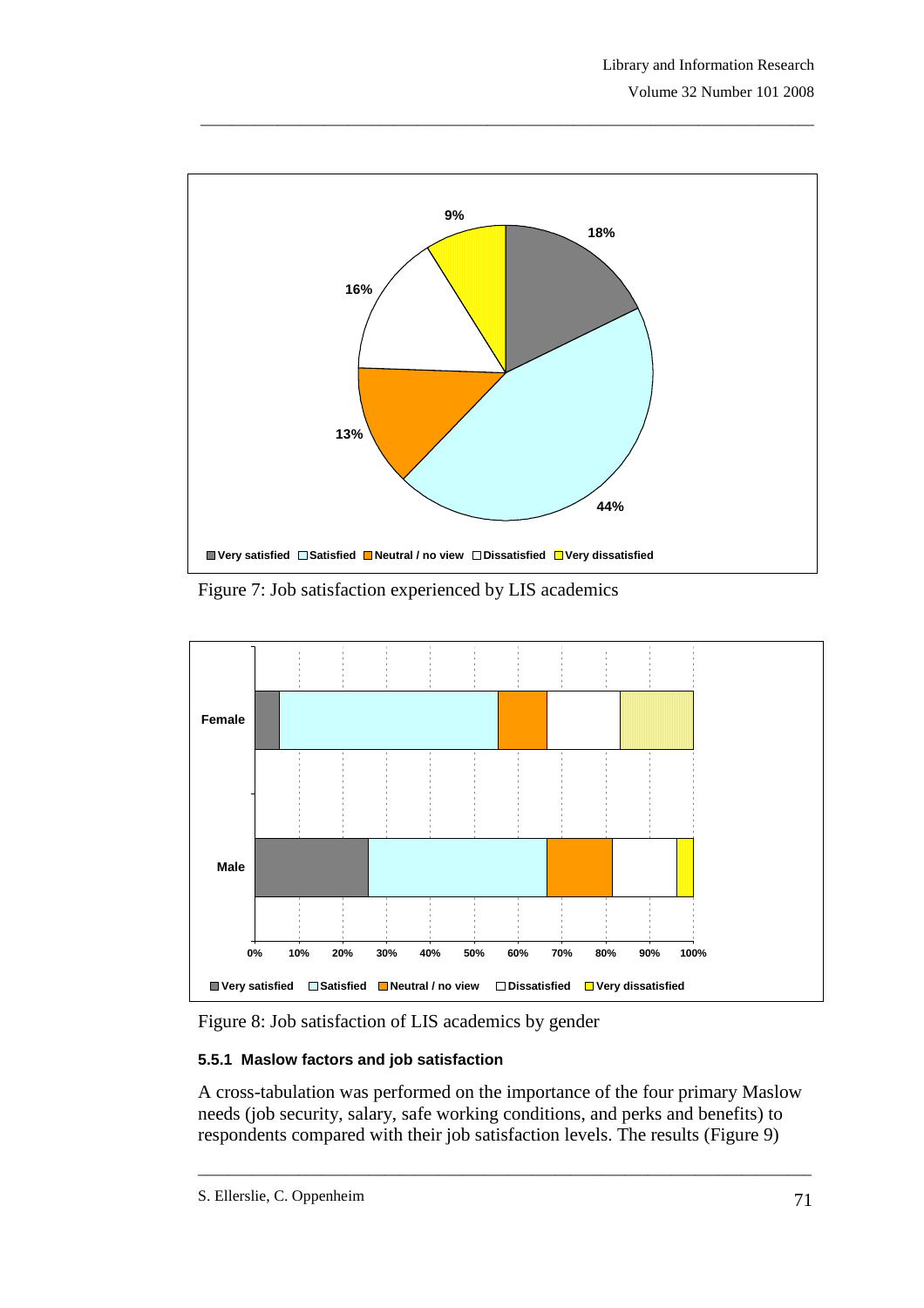Figure 7: Job satisfaction experienced by LIS academics

Figure 8: Job satisfaction of LIS academics by gender

### 5.5.1 Maslow factors and job satisfaction

A cross-tabulation was performed on the importance of the four primary Maslow needs (job security, salary, safe working conditions, and perks and benefits) to respondents compared with their job satisfaction levels. The results (Figure 9)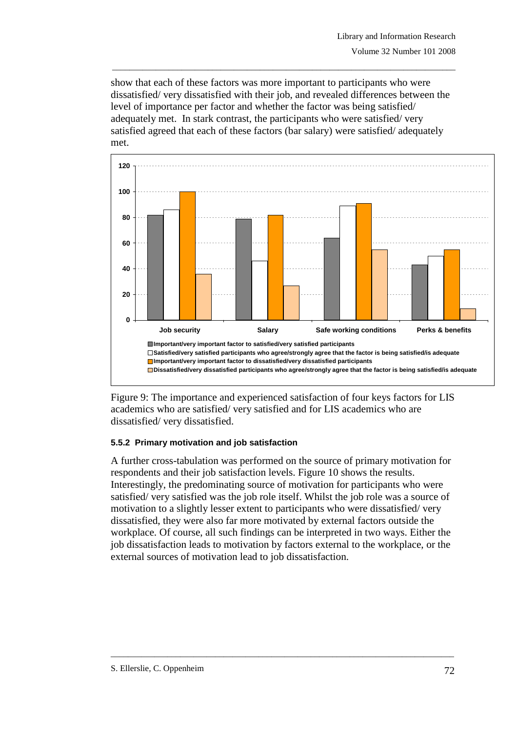show that each of these factors was more important to participants who were dissatisfied/ very dissatisfied with their job, and revealed differences between the level of importance per factor and whether the factor was being satisfied/ adequately met. In stark contrast, the participants who were satisfied/ very satisfied agreed that each of these factors (bar salary) were satisfied/ adequately met.

Figure 9: The importance and experienced satisfaction of four keys factors for LIS academics who are satisfied/ very satisfied and for LIS academics who are dissatisfied/ very dissatisfied.

### 5.5.2 Primary motivation and job satisfaction

A further cross-tabulation was performed on the source of primary motivation for respondents and their job satisfaction levels. Figure 10 shows the results. Interestingly, the predominating source of motivation for participants who were satisfied/ very satisfied was the job role itself. Whilst the job role was a source of motivation to a slightly lesser extent to participants who were dissatisfied/ very dissatisfied, they were also far more motivated by external factors outside the workplace. Of course, all such findings can be interpreted in two ways. Either the job dissatisfaction leads to motivation by factors external to the workplace, or the external sources of motivation lead to job dissatisfaction.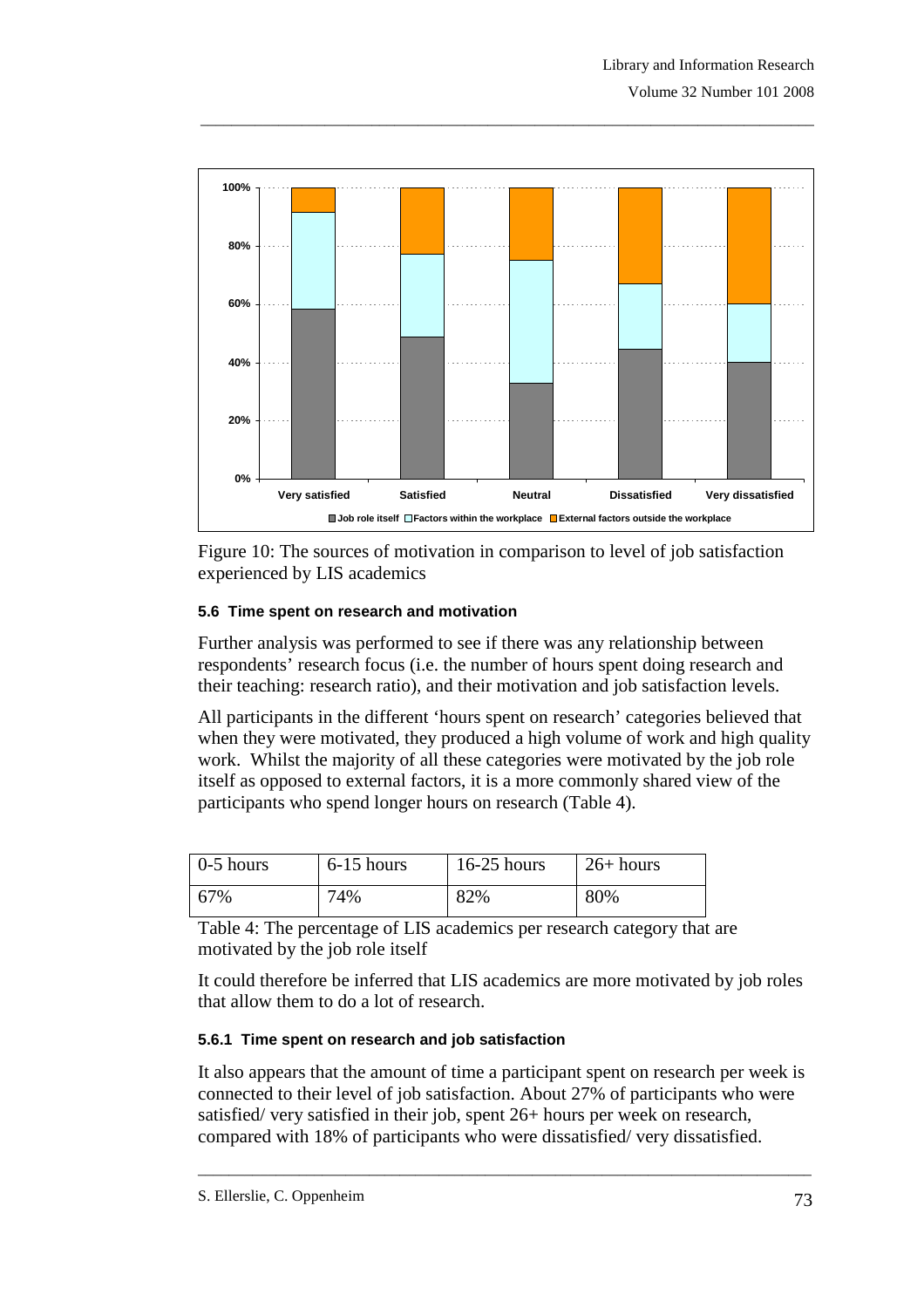Figure 10: The sources of motivation in comparison to level of job satisfaction experienced by LIS academics

#### 5.6 Time spent on research and motivation

Further analysis was performed to see if there was any relationship between respondents' research focus (i.e. the number of hours spent doing research and their teaching: research ratio), and their motivation and job satisfaction levels.

All participants in the different 'hours spent on research' categories believed that when they were motivated, they produced a high volume of work and high quality work. Whilst the majority of all these categories were motivated by the job role itself as opposed to external factors, it is a more commonly shared view of the participants who spend longer hours on research (Table 4).

| 0-5 hours | 6-15 hours | 16-25 hours | 26+ hours |
|---|---|---|---|
| 67% | 74% | 82% | 80% |

Table 4: The percentage of LIS academics per research category that are motivated by the job role itself

It could therefore be inferred that LIS academics are more motivated by job roles that allow them to do a lot of research.

##### 5.6.1 Time spent on research and job satisfaction

It also appears that the amount of time a participant spent on research per week is connected to their level of job satisfaction. About 27% of participants who were satisfied/ very satisfied in their job, spent 26+ hours per week on research, compared with 18% of participants who were dissatisfied/ very dissatisfied.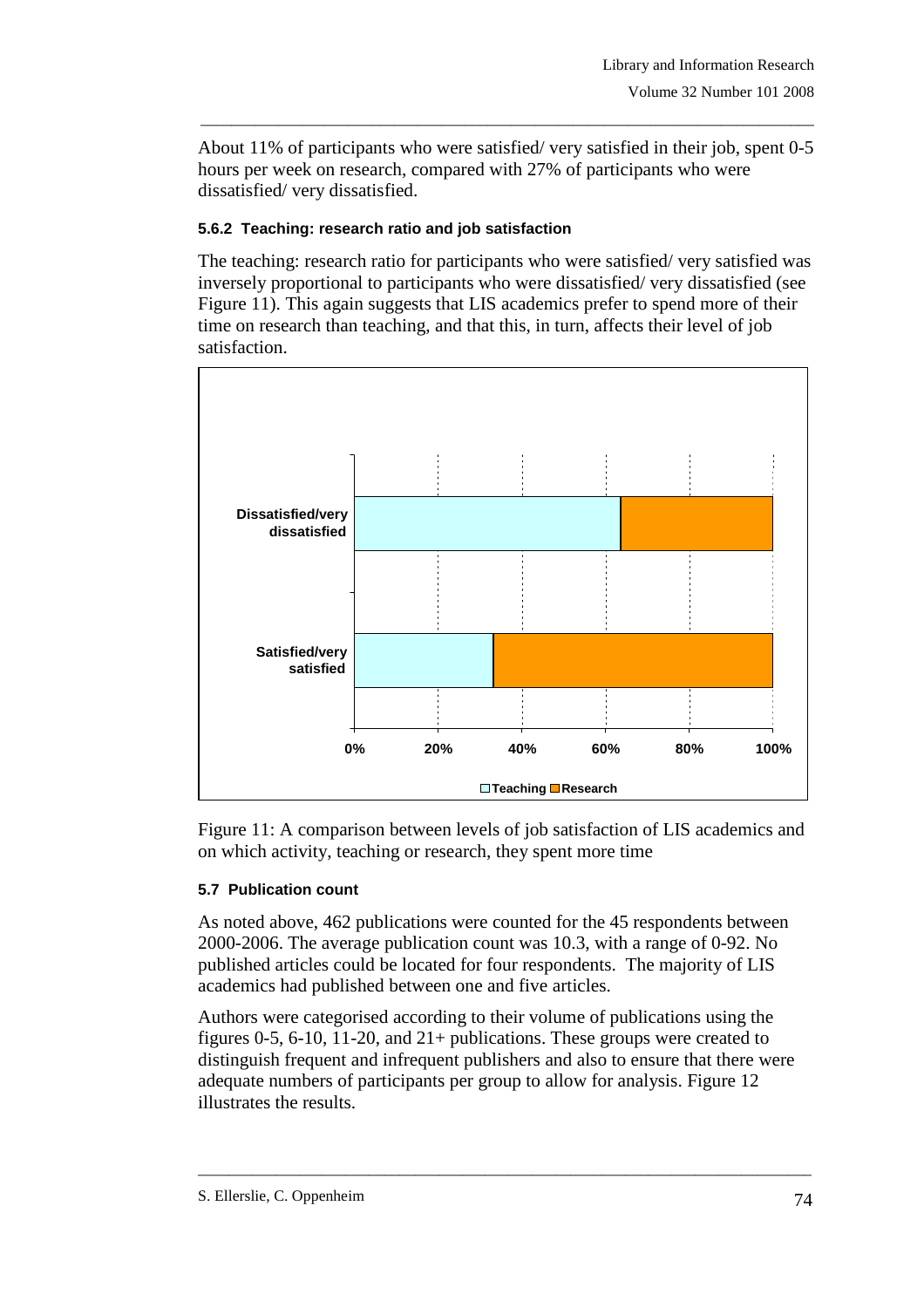About 11% of participants who were satisfied/ very satisfied in their job, spent 0-5 hours per week on research, compared with 27% of participants who were dissatisfied/ very dissatisfied.

#### 5.6.2 Teaching: research ratio and job satisfaction

The teaching: research ratio for participants who were satisfied/ very satisfied was inversely proportional to participants who were dissatisfied/ very dissatisfied (see Figure 11). This again suggests that LIS academics prefer to spend more of their time on research than teaching, and that this, in turn, affects their level of job satisfaction.

Figure 11: A comparison between levels of job satisfaction of LIS academics and on which activity, teaching or research, they spent more time

### 5.7 Publication count

As noted above, 462 publications were counted for the 45 respondents between 2000-2006. The average publication count was 10.3, with a range of 0-92. No published articles could be located for four respondents. The majority of LIS academics had published between one and five articles.

Authors were categorised according to their volume of publications using the figures 0-5, 6-10, 11-20, and 21+ publications. These groups were created to distinguish frequent and infrequent publishers and also to ensure that there were adequate numbers of participants per group to allow for analysis. Figure 12 illustrates the results.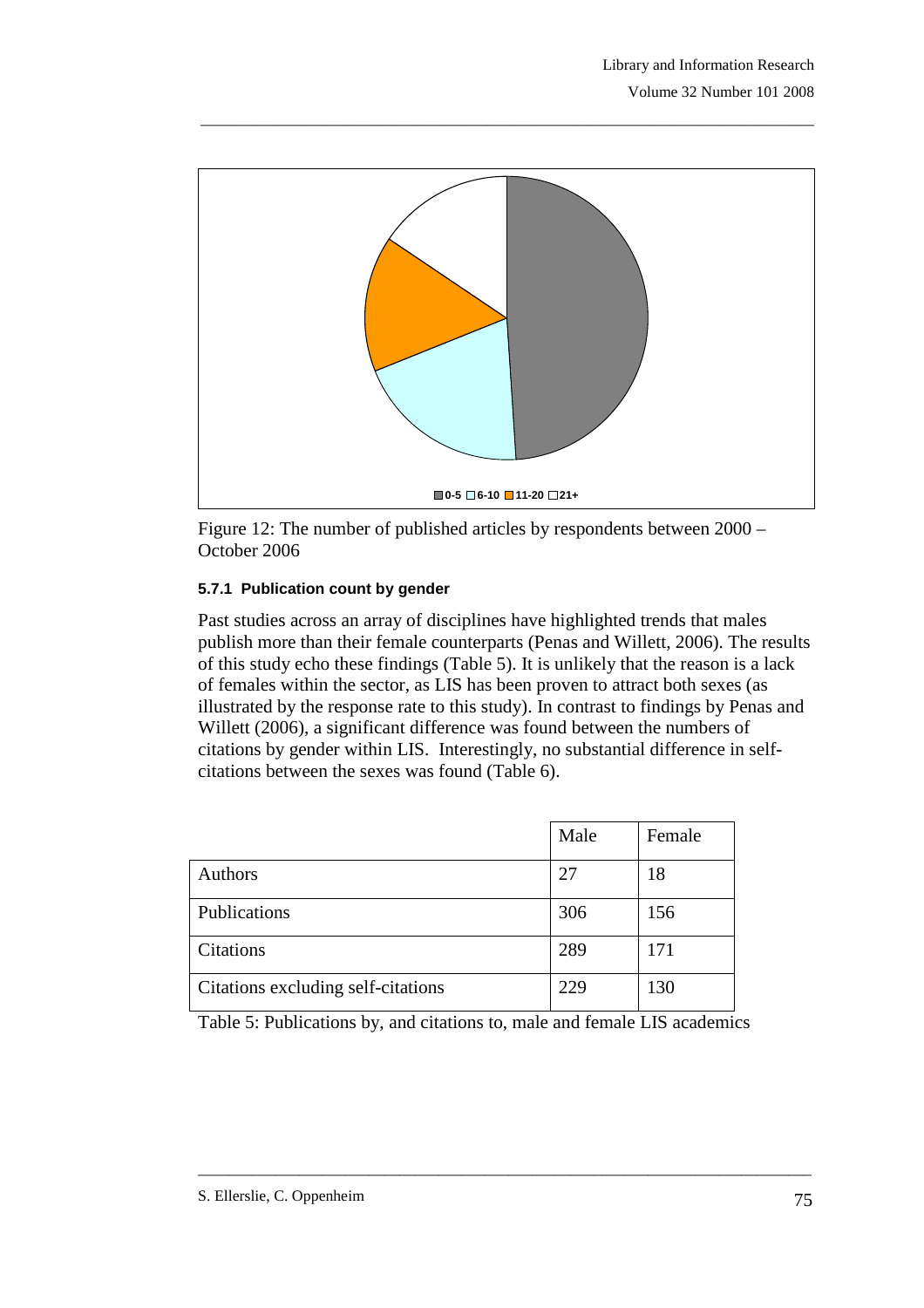0-5 6-10 11-20 21+

Figure 12: The number of published articles by respondents between 2000 – October 2006

#### 5.7.1 Publication count by gender

Past studies across an array of disciplines have highlighted trends that males publish more than their female counterparts (Penas and Willett, 2006). The results of this study echo these findings (Table 5). It is unlikely that the reason is a lack of females within the sector, as LIS has been proven to attract both sexes (as illustrated by the response rate to this study). In contrast to findings by Penas and Willett (2006), a significant difference was found between the numbers of citations by gender within LIS. Interestingly, no substantial difference in self-citations between the sexes was found (Table 6).

| | Male | Female |
|---|---|---|
| Authors | 27 | 18 |
| Publications | 306 | 156 |
| Citations | 289 | 171 |
| Citations excluding self-citations | 229 | 130 |

Table 5: Publications by, and citations to, male and female LIS academics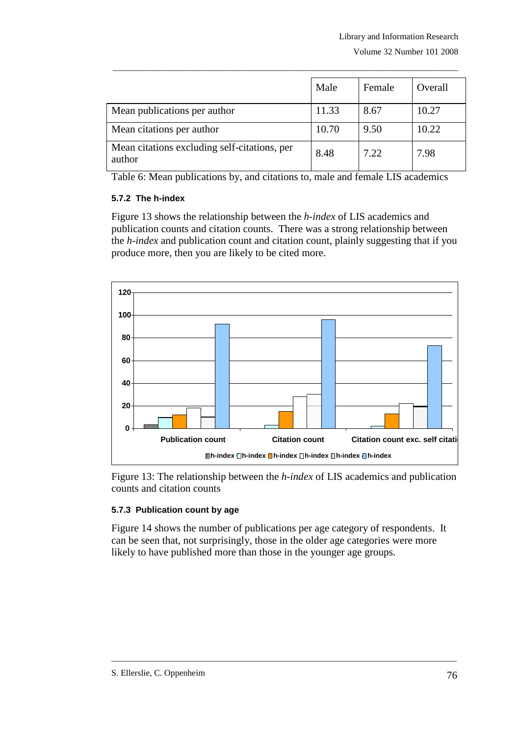|  | Male | Female | Overall |
|---|---|---|---|
| Mean publications per author | 11.33 | 8.67 | 10.27 |
| Mean citations per author | 10.70 | 9.50 | 10.22 |
| Mean citations excluding self-citations, per author | 8.48 | 7.22 | 7.98 |

Table 6: Mean publications by, and citations to, male and female LIS academics

#### 5.7.2 The h-index

Figure 13 shows the relationship between the *h-index* of LIS academics and publication counts and citation counts. There was a strong relationship between the *h-index* and publication count and citation count, plainly suggesting that if you produce more, then you are likely to be cited more.

Figure 13: The relationship between the *h-index* of LIS academics and publication counts and citation counts

#### 5.7.3 Publication count by age

Figure 14 shows the number of publications per age category of respondents. It can be seen that, not surprisingly, those in the older age categories were more likely to have published more than those in the younger age groups.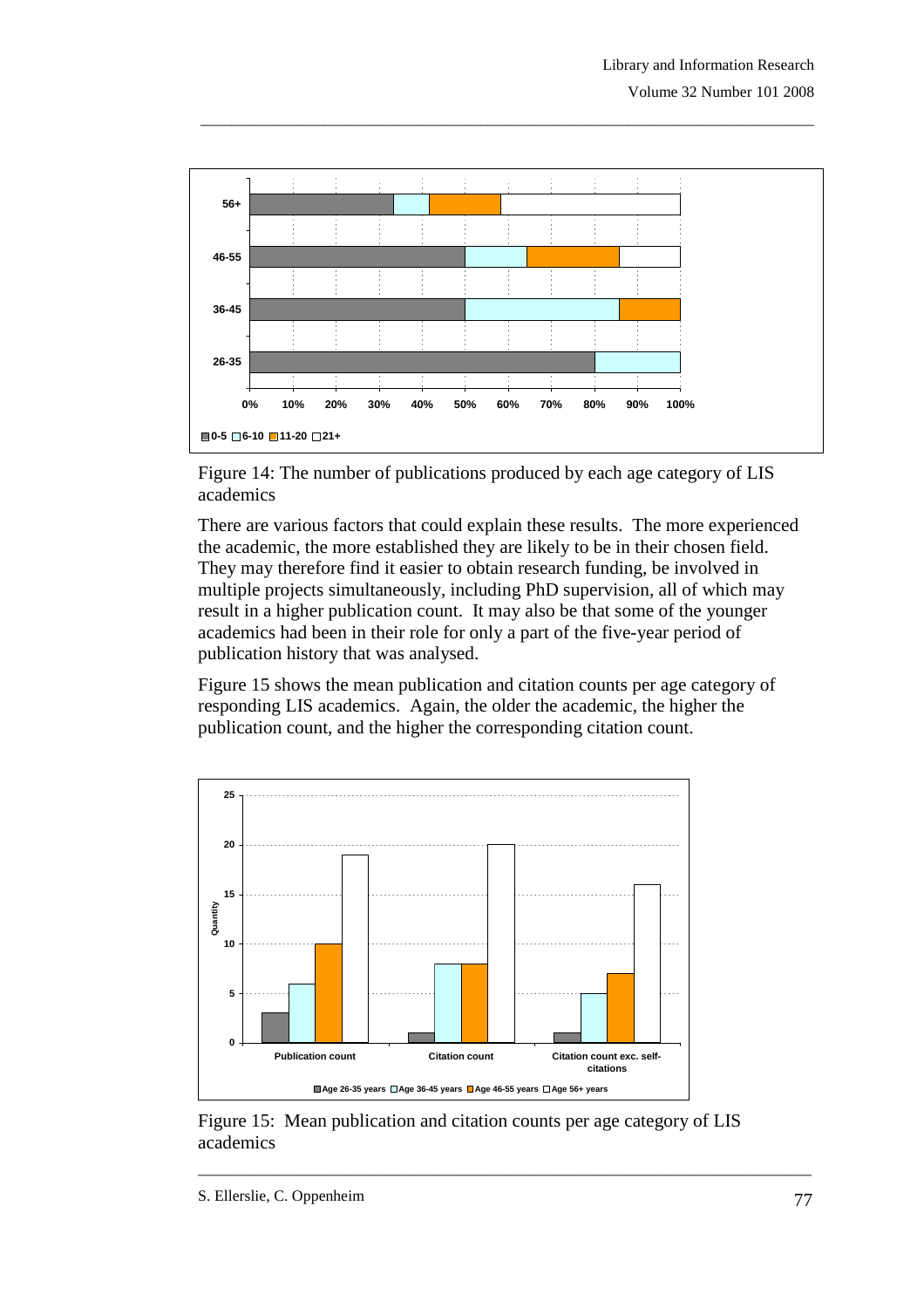Figure 14: The number of publications produced by each age category of LIS academics

There are various factors that could explain these results. The more experienced the academic, the more established they are likely to be in their chosen field. They may therefore find it easier to obtain research funding, be involved in multiple projects simultaneously, including PhD supervision, all of which may result in a higher publication count. It may also be that some of the younger academics had been in their role for only a part of the five-year period of publication history that was analysed.

Figure 15 shows the mean publication and citation counts per age category of responding LIS academics. Again, the older the academic, the higher the publication count, and the higher the corresponding citation count.

Figure 15: Mean publication and citation counts per age category of LIS academics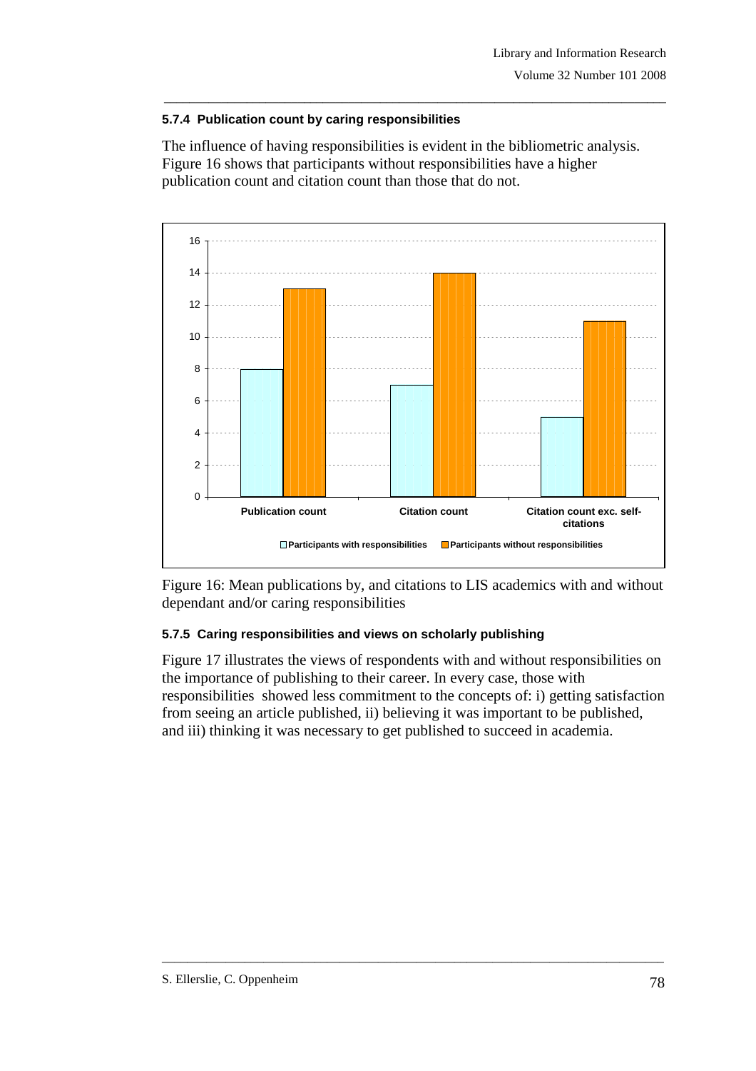#### 5.7.4 Publication count by caring responsibilities

The influence of having responsibilities is evident in the bibliometric analysis. Figure 16 shows that participants without responsibilities have a higher publication count and citation count than those that do not.

Figure 16: Mean publications by, and citations to LIS academics with and without dependant and/or caring responsibilities

#### 5.7.5 Caring responsibilities and views on scholarly publishing

Figure 17 illustrates the views of respondents with and without responsibilities on the importance of publishing to their career. In every case, those with responsibilities showed less commitment to the concepts of: i) getting satisfaction from seeing an article published, ii) believing it was important to be published, and iii) thinking it was necessary to get published to succeed in academia.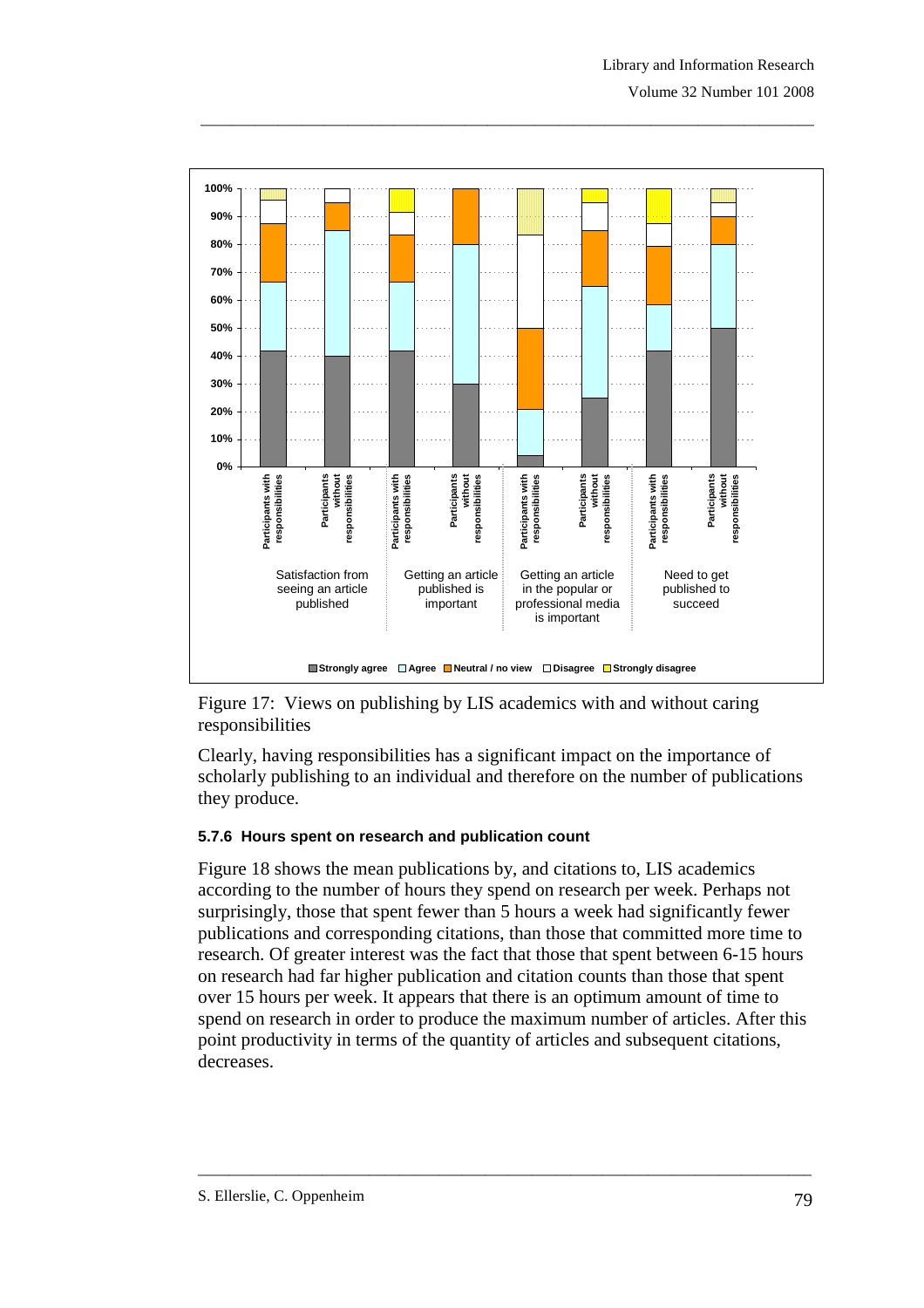Figure 17: Views on publishing by LIS academics with and without caring responsibilities

Clearly, having responsibilities has a significant impact on the importance of scholarly publishing to an individual and therefore on the number of publications they produce.

### 5.7.6 Hours spent on research and publication count

Figure 18 shows the mean publications by, and citations to, LIS academics according to the number of hours they spend on research per week. Perhaps not surprisingly, those that spent fewer than 5 hours a week had significantly fewer publications and corresponding citations, than those that committed more time to research. Of greater interest was the fact that those that spent between 6-15 hours on research had far higher publication and citation counts than those that spent over 15 hours per week. It appears that there is an optimum amount of time to spend on research in order to produce the maximum number of articles. After this point productivity in terms of the quantity of articles and subsequent citations, decreases.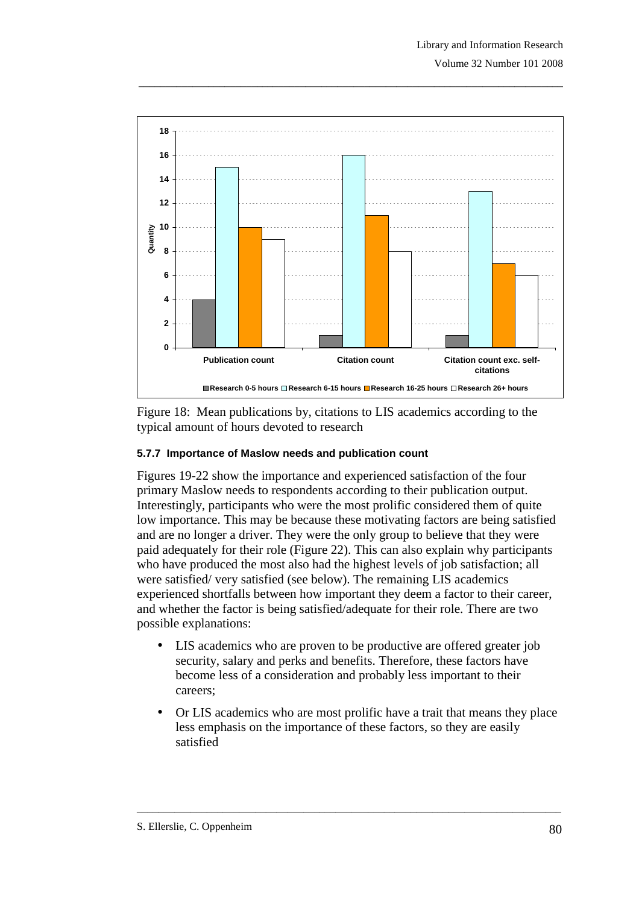Figure 18: Mean publications by, citations to LIS academics according to the typical amount of hours devoted to research

### 5.7.7 Importance of Maslow needs and publication count

Figures 19-22 show the importance and experienced satisfaction of the four primary Maslow needs to respondents according to their publication output. Interestingly, participants who were the most prolific considered them of quite low importance. This may be because these motivating factors are being satisfied and are no longer a driver. They were the only group to believe that they were paid adequately for their role (Figure 22). This can also explain why participants who have produced the most also had the highest levels of job satisfaction; all were satisfied/ very satisfied (see below). The remaining LIS academics experienced shortfalls between how important they deem a factor to their career, and whether the factor is being satisfied/adequate for their role. There are two possible explanations:

- LIS academics who are proven to be productive are offered greater job security, salary and perks and benefits. Therefore, these factors have become less of a consideration and probably less important to their careers;
- Or LIS academics who are most prolific have a trait that means they place less emphasis on the importance of these factors, so they are easily satisfied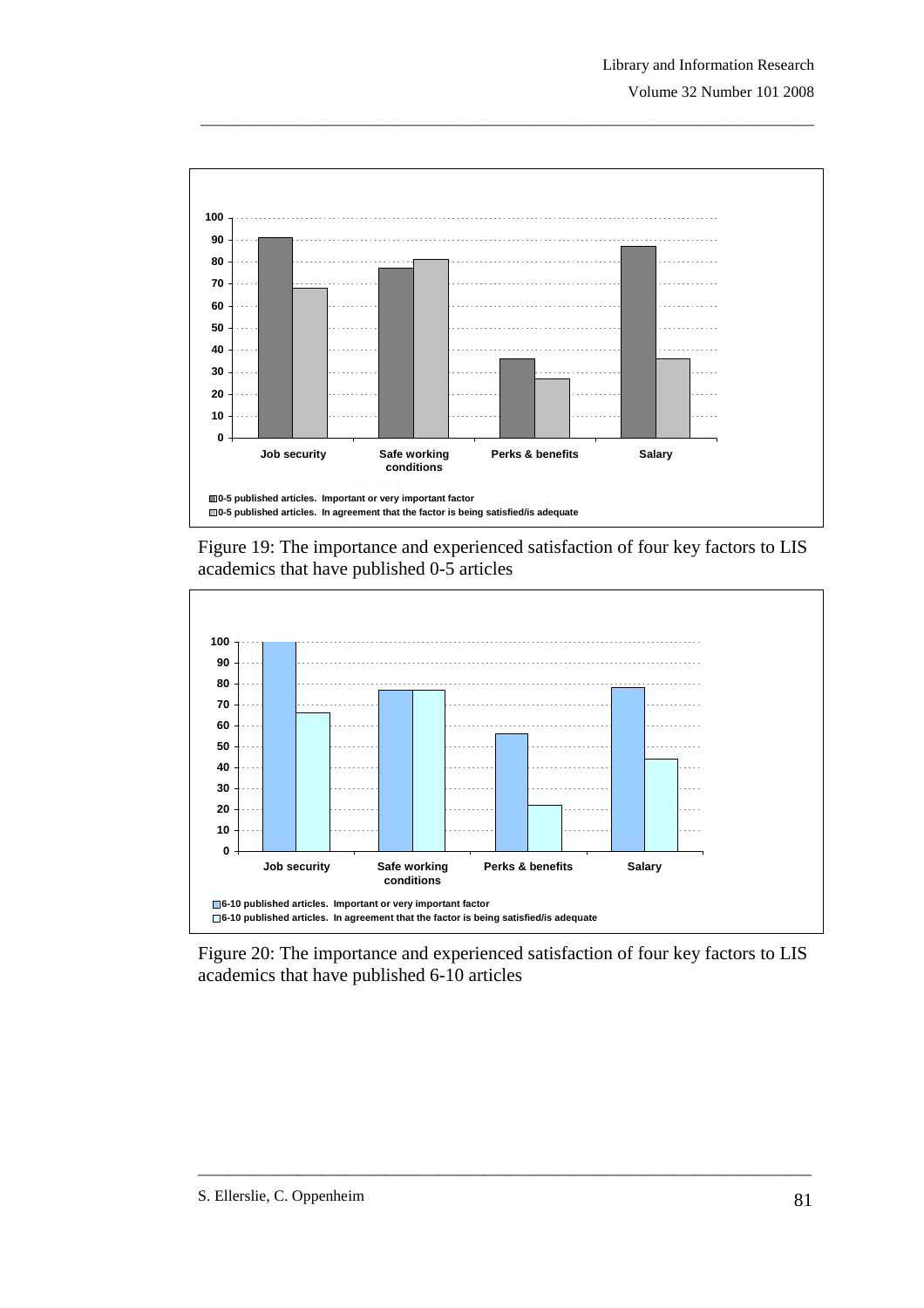Figure 19: The importance and experienced satisfaction of four key factors to LIS academics that have published 0-5 articles

Figure 20: The importance and experienced satisfaction of four key factors to LIS academics that have published 6-10 articles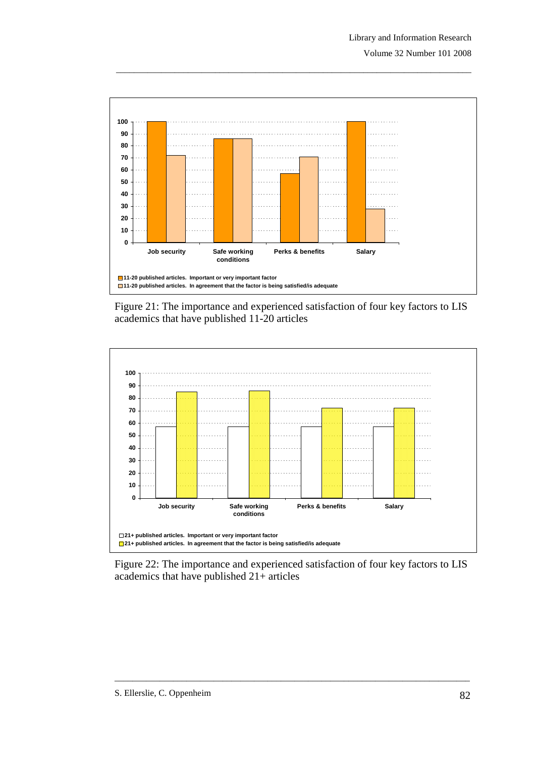Figure 21: The importance and experienced satisfaction of four key factors to LIS academics that have published 11-20 articles

Figure 22: The importance and experienced satisfaction of four key factors to LIS academics that have published 21+ articles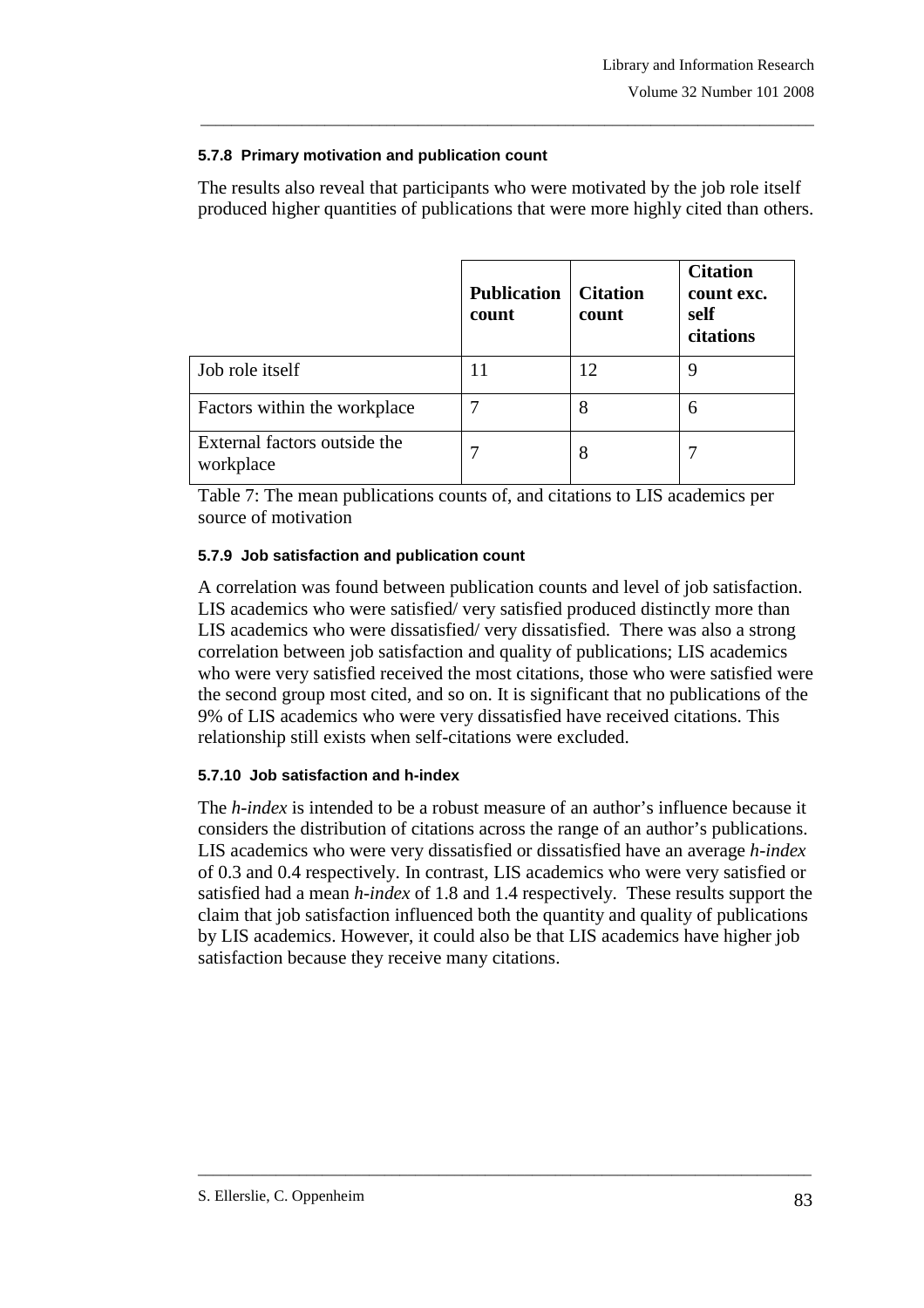#### 5.7.8 Primary motivation and publication count

The results also reveal that participants who were motivated by the job role itself produced higher quantities of publications that were more highly cited than others.

| | **Publication count** | **Citation count** | **Citation count exc. self citations** |
|---|---|---|---|
| Job role itself | 11 | 12 | 9 |
| Factors within the workplace | 7 | 8 | 6 |
| External factors outside the workplace | 7 | 8 | 7 |

Table 7: The mean publications counts of, and citations to LIS academics per source of motivation

#### 5.7.9 Job satisfaction and publication count

A correlation was found between publication counts and level of job satisfaction. LIS academics who were satisfied/ very satisfied produced distinctly more than LIS academics who were dissatisfied/ very dissatisfied. There was also a strong correlation between job satisfaction and quality of publications; LIS academics who were very satisfied received the most citations, those who were satisfied were the second group most cited, and so on. It is significant that no publications of the 9% of LIS academics who were very dissatisfied have received citations. This relationship still exists when self-citations were excluded.

#### 5.7.10 Job satisfaction and h-index

The *h-index* is intended to be a robust measure of an author's influence because it considers the distribution of citations across the range of an author's publications. LIS academics who were very dissatisfied or dissatisfied have an average *h-index* of 0.3 and 0.4 respectively. In contrast, LIS academics who were very satisfied or satisfied had a mean *h-index* of 1.8 and 1.4 respectively. These results support the claim that job satisfaction influenced both the quantity and quality of publications by LIS academics. However, it could also be that LIS academics have higher job satisfaction because they receive many citations.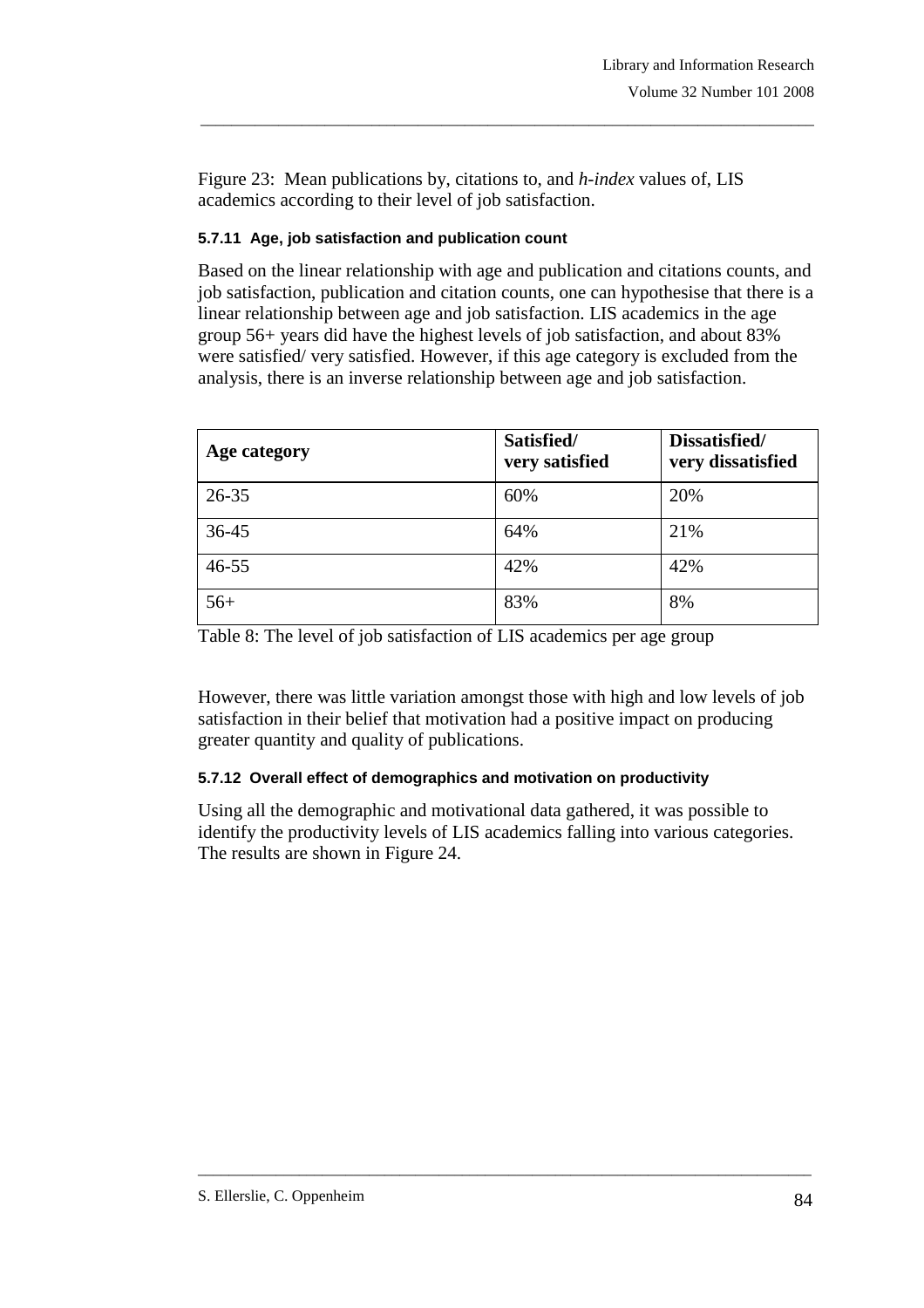Figure 23: Mean publications by, citations to, and *h-index* values of, LIS academics according to their level of job satisfaction.

#### 5.7.11 Age, job satisfaction and publication count

Based on the linear relationship with age and publication and citations counts, and job satisfaction, publication and citation counts, one can hypothesise that there is a linear relationship between age and job satisfaction. LIS academics in the age group 56+ years did have the highest levels of job satisfaction, and about 83% were satisfied/ very satisfied. However, if this age category is excluded from the analysis, there is an inverse relationship between age and job satisfaction.

| Age category | Satisfied/ very satisfied | Dissatisfied/ very dissatisfied |
|---|---|---|
| 26-35 | 60% | 20% |
| 36-45 | 64% | 21% |
| 46-55 | 42% | 42% |
| 56+ | 83% | 8% |

Table 8: The level of job satisfaction of LIS academics per age group

However, there was little variation amongst those with high and low levels of job satisfaction in their belief that motivation had a positive impact on producing greater quantity and quality of publications.

#### 5.7.12 Overall effect of demographics and motivation on productivity

Using all the demographic and motivational data gathered, it was possible to identify the productivity levels of LIS academics falling into various categories. The results are shown in Figure 24.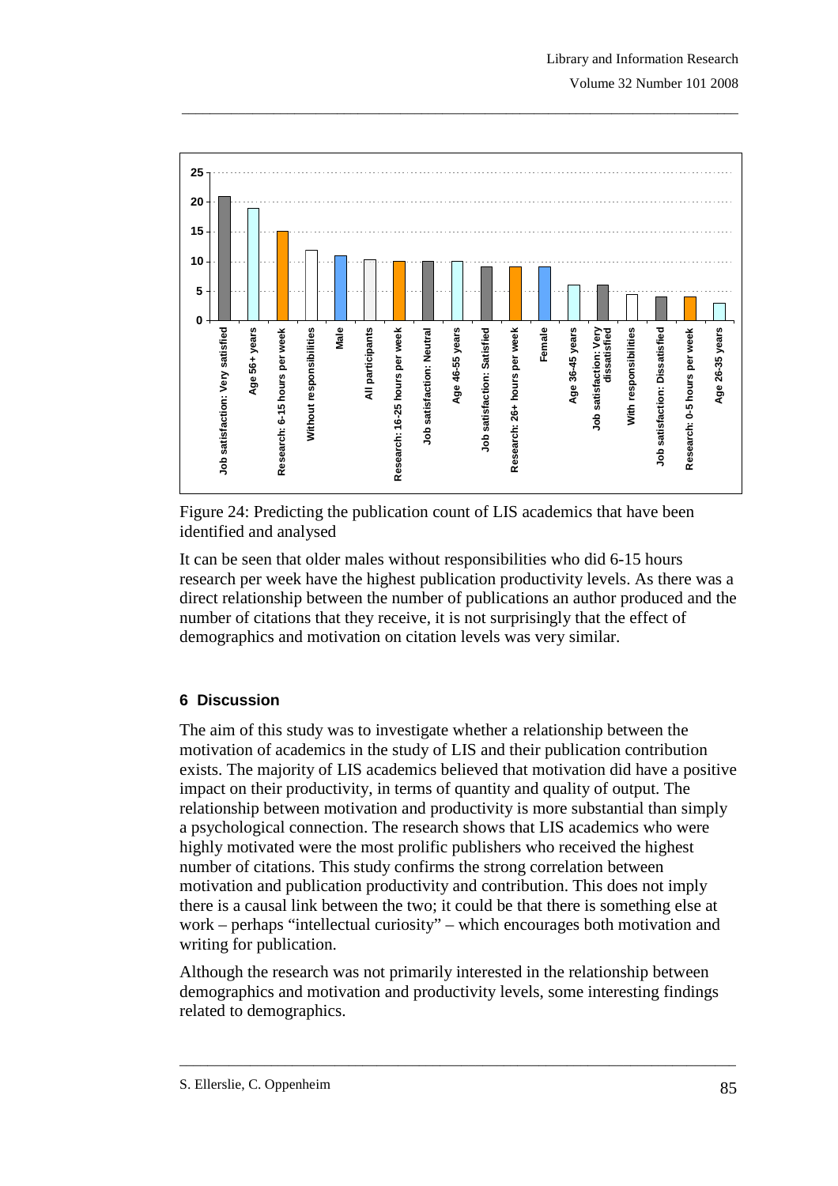Figure 24: Predicting the publication count of LIS academics that have been identified and analysed

It can be seen that older males without responsibilities who did 6-15 hours research per week have the highest publication productivity levels. As there was a direct relationship between the number of publications an author produced and the number of citations that they receive, it is not surprisingly that the effect of demographics and motivation on citation levels was very similar.

## 6 Discussion

The aim of this study was to investigate whether a relationship between the motivation of academics in the study of LIS and their publication contribution exists. The majority of LIS academics believed that motivation did have a positive impact on their productivity, in terms of quantity and quality of output. The relationship between motivation and productivity is more substantial than simply a psychological connection. The research shows that LIS academics who were highly motivated were the most prolific publishers who received the highest number of citations. This study confirms the strong correlation between motivation and publication productivity and contribution. This does not imply there is a causal link between the two; it could be that there is something else at work – perhaps “intellectual curiosity” – which encourages both motivation and writing for publication.

Although the research was not primarily interested in the relationship between demographics and motivation and productivity levels, some interesting findings related to demographics.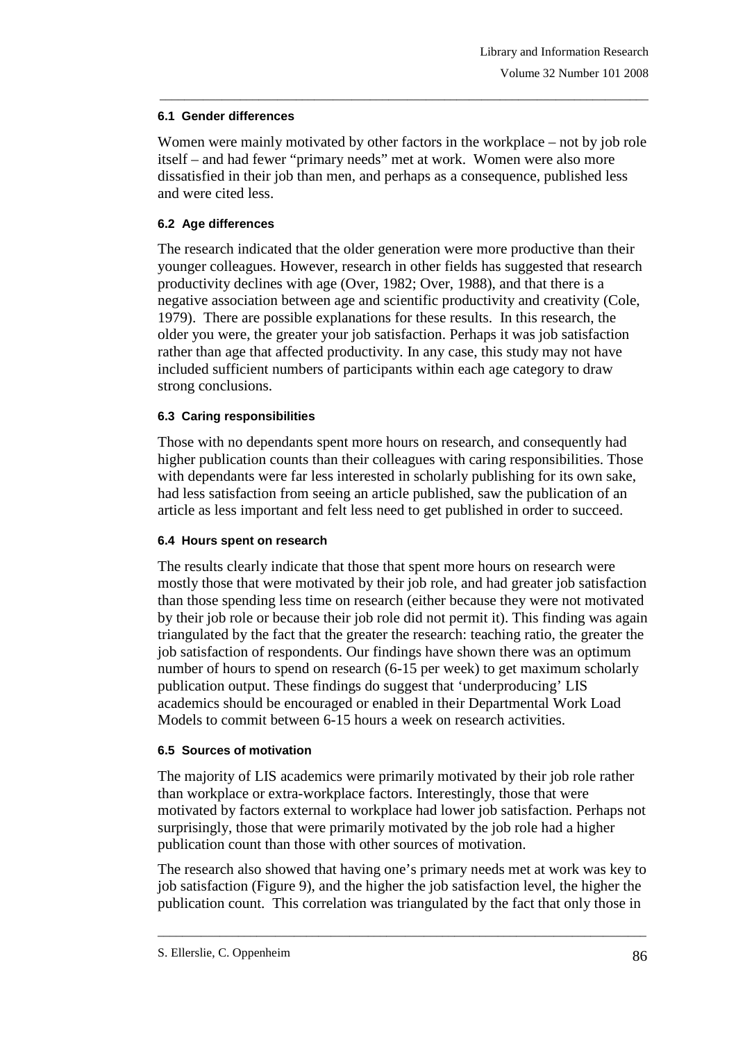### 6.1 Gender differences

Women were mainly motivated by other factors in the workplace – not by job role itself – and had fewer "primary needs" met at work. Women were also more dissatisfied in their job than men, and perhaps as a consequence, published less and were cited less.

### 6.2 Age differences

The research indicated that the older generation were more productive than their younger colleagues. However, research in other fields has suggested that research productivity declines with age (Over, 1982; Over, 1988), and that there is a negative association between age and scientific productivity and creativity (Cole, 1979). There are possible explanations for these results. In this research, the older you were, the greater your job satisfaction. Perhaps it was job satisfaction rather than age that affected productivity. In any case, this study may not have included sufficient numbers of participants within each age category to draw strong conclusions.

### 6.3 Caring responsibilities

Those with no dependants spent more hours on research, and consequently had higher publication counts than their colleagues with caring responsibilities. Those with dependants were far less interested in scholarly publishing for its own sake, had less satisfaction from seeing an article published, saw the publication of an article as less important and felt less need to get published in order to succeed.

### 6.4 Hours spent on research

The results clearly indicate that those that spent more hours on research were mostly those that were motivated by their job role, and had greater job satisfaction than those spending less time on research (either because they were not motivated by their job role or because their job role did not permit it). This finding was again triangulated by the fact that the greater the research: teaching ratio, the greater the job satisfaction of respondents. Our findings have shown there was an optimum number of hours to spend on research (6-15 per week) to get maximum scholarly publication output. These findings do suggest that 'underproducing' LIS academics should be encouraged or enabled in their Departmental Work Load Models to commit between 6-15 hours a week on research activities.

### 6.5 Sources of motivation

The majority of LIS academics were primarily motivated by their job role rather than workplace or extra-workplace factors. Interestingly, those that were motivated by factors external to workplace had lower job satisfaction. Perhaps not surprisingly, those that were primarily motivated by the job role had a higher publication count than those with other sources of motivation.

The research also showed that having one's primary needs met at work was key to job satisfaction (Figure 9), and the higher the job satisfaction level, the higher the publication count. This correlation was triangulated by the fact that only those in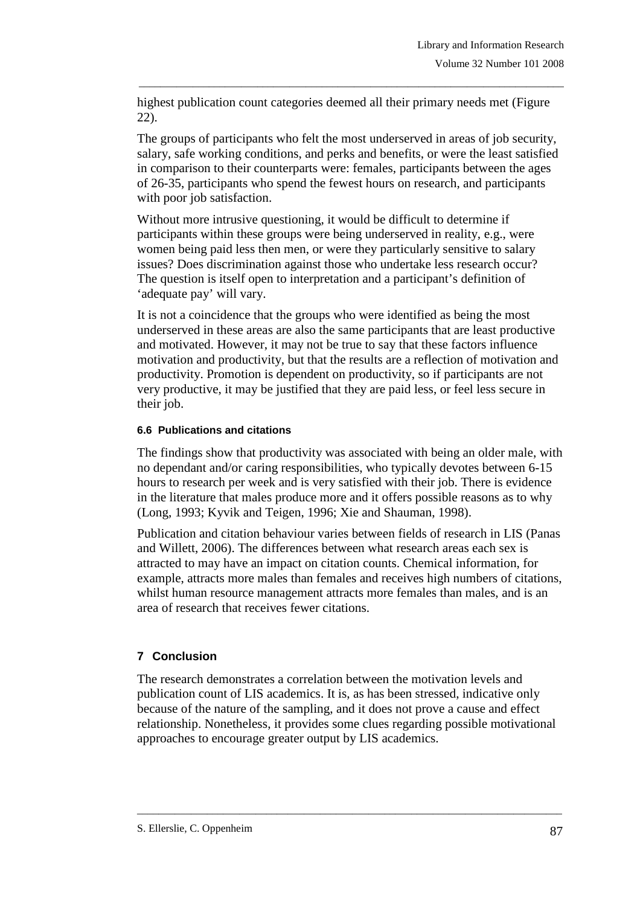highest publication count categories deemed all their primary needs met (Figure 22).

The groups of participants who felt the most underserved in areas of job security, salary, safe working conditions, and perks and benefits, or were the least satisfied in comparison to their counterparts were: females, participants between the ages of 26-35, participants who spend the fewest hours on research, and participants with poor job satisfaction.

Without more intrusive questioning, it would be difficult to determine if participants within these groups were being underserved in reality, e.g., were women being paid less then men, or were they particularly sensitive to salary issues? Does discrimination against those who undertake less research occur? The question is itself open to interpretation and a participant's definition of 'adequate pay' will vary.

It is not a coincidence that the groups who were identified as being the most underserved in these areas are also the same participants that are least productive and motivated. However, it may not be true to say that these factors influence motivation and productivity, but that the results are a reflection of motivation and productivity. Promotion is dependent on productivity, so if participants are not very productive, it may be justified that they are paid less, or feel less secure in their job.

### 6.6 Publications and citations

The findings show that productivity was associated with being an older male, with no dependant and/or caring responsibilities, who typically devotes between 6-15 hours to research per week and is very satisfied with their job. There is evidence in the literature that males produce more and it offers possible reasons as to why (Long, 1993; Kyvik and Teigen, 1996; Xie and Shauman, 1998).

Publication and citation behaviour varies between fields of research in LIS (Panas and Willett, 2006). The differences between what research areas each sex is attracted to may have an impact on citation counts. Chemical information, for example, attracts more males than females and receives high numbers of citations, whilst human resource management attracts more females than males, and is an area of research that receives fewer citations.

## 7 Conclusion

The research demonstrates a correlation between the motivation levels and publication count of LIS academics. It is, as has been stressed, indicative only because of the nature of the sampling, and it does not prove a cause and effect relationship. Nonetheless, it provides some clues regarding possible motivational approaches to encourage greater output by LIS academics.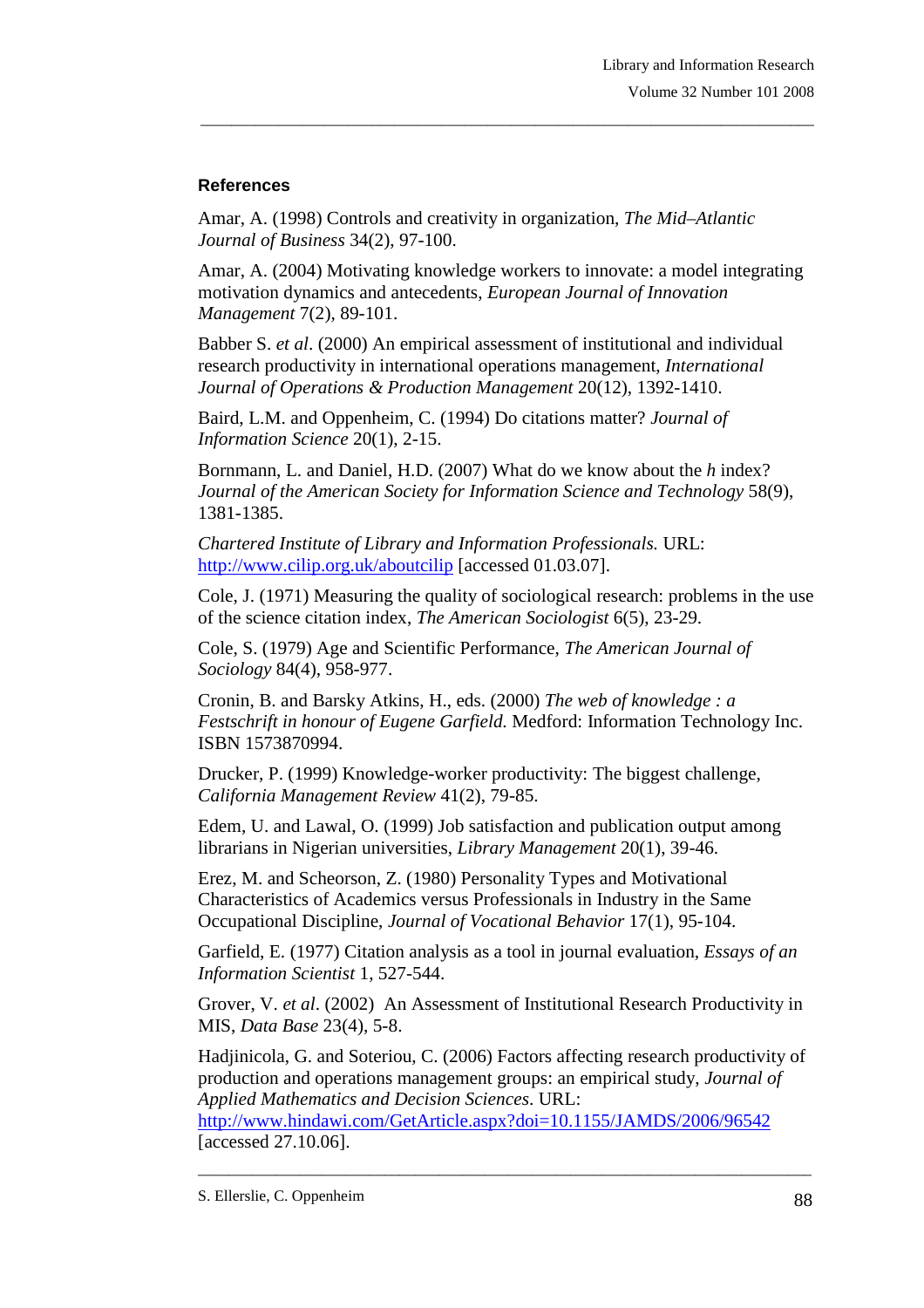**References**

Amar, A. (1998) Controls and creativity in organization, *The Mid–Atlantic Journal of Business* 34(2), 97-100.

Amar, A. (2004) Motivating knowledge workers to innovate: a model integrating motivation dynamics and antecedents, *European Journal of Innovation Management* 7(2), 89-101.

Babber S. *et al*. (2000) An empirical assessment of institutional and individual research productivity in international operations management, *International Journal of Operations & Production Management* 20(12), 1392-1410.

Baird, L.M. and Oppenheim, C. (1994) Do citations matter? *Journal of Information Science* 20(1), 2-15.

Bornmann, L. and Daniel, H.D. (2007) What do we know about the *h* index? *Journal of the American Society for Information Science and Technology* 58(9), 1381-1385.

*Chartered Institute of Library and Information Professionals.* URL: http://www.cilip.org.uk/aboutcilip [accessed 01.03.07].

Cole, J. (1971) Measuring the quality of sociological research: problems in the use of the science citation index, *The American Sociologist* 6(5), 23-29.

Cole, S. (1979) Age and Scientific Performance, *The American Journal of Sociology* 84(4), 958-977.

Cronin, B. and Barsky Atkins, H., eds. (2000) *The web of knowledge : a Festschrift in honour of Eugene Garfield.* Medford: Information Technology Inc. ISBN 1573870994.

Drucker, P. (1999) Knowledge-worker productivity: The biggest challenge, *California Management Review* 41(2), 79-85.

Edem, U. and Lawal, O. (1999) Job satisfaction and publication output among librarians in Nigerian universities, *Library Management* 20(1), 39-46.

Erez, M. and Scheorson, Z. (1980) Personality Types and Motivational Characteristics of Academics versus Professionals in Industry in the Same Occupational Discipline, *Journal of Vocational Behavior* 17(1), 95-104.

Garfield, E. (1977) Citation analysis as a tool in journal evaluation, *Essays of an Information Scientist* 1, 527-544.

Grover, V. *et al*. (2002) An Assessment of Institutional Research Productivity in MIS, *Data Base* 23(4), 5-8.

Hadjinicola, G. and Soteriou, C. (2006) Factors affecting research productivity of production and operations management groups: an empirical study, *Journal of Applied Mathematics and Decision Sciences*. URL: http://www.hindawi.com/GetArticle.aspx?doi=10.1155/JAMDS/2006/96542 [accessed 27.10.06].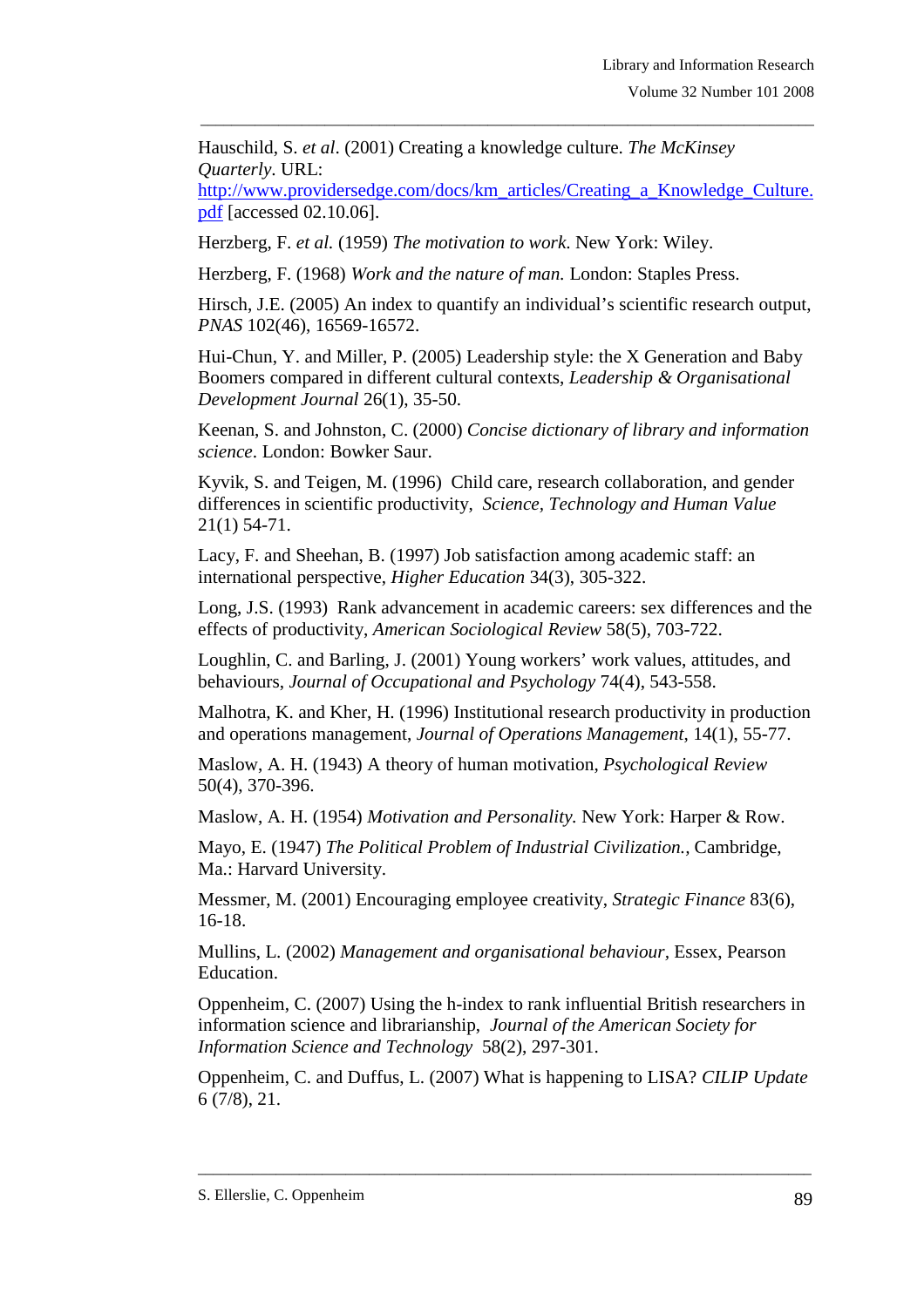Hauschild, S. *et al*. (2001) Creating a knowledge culture. *The McKinsey Quarterly*. URL: [http://www.providersedge.com/docs/km_articles/Creating_a_Knowledge_Culture.pdf](http://www.providersedge.com/docs/km_articles/Creating_a_Knowledge_Culture.pdf) [accessed 02.10.06].

Herzberg, F. *et al.* (1959) *The motivation to work*. New York: Wiley.

Herzberg, F. (1968) *Work and the nature of man.* London: Staples Press.

Hirsch, J.E. (2005) An index to quantify an individual's scientific research output, *PNAS* 102(46), 16569-16572.

Hui-Chun, Y. and Miller, P. (2005) Leadership style: the X Generation and Baby Boomers compared in different cultural contexts, *Leadership & Organisational Development Journal* 26(1), 35-50.

Keenan, S. and Johnston, C. (2000) *Concise dictionary of library and information science*. London: Bowker Saur.

Kyvik, S. and Teigen, M. (1996) Child care, research collaboration, and gender differences in scientific productivity, *Science, Technology and Human Value* 21(1) 54-71.

Lacy, F. and Sheehan, B. (1997) Job satisfaction among academic staff: an international perspective, *Higher Education* 34(3), 305-322.

Long, J.S. (1993) Rank advancement in academic careers: sex differences and the effects of productivity, *American Sociological Review* 58(5), 703-722.

Loughlin, C. and Barling, J. (2001) Young workers' work values, attitudes, and behaviours, *Journal of Occupational and Psychology* 74(4), 543-558.

Malhotra, K. and Kher, H. (1996) Institutional research productivity in production and operations management, *Journal of Operations Management*, 14(1), 55-77.

Maslow, A. H. (1943) A theory of human motivation, *Psychological Review* 50(4), 370-396.

Maslow, A. H. (1954) *Motivation and Personality.* New York: Harper & Row.

Mayo, E. (1947) *The Political Problem of Industrial Civilization.*, Cambridge, Ma.: Harvard University.

Messmer, M. (2001) Encouraging employee creativity, *Strategic Finance* 83(6), 16-18.

Mullins, L. (2002) *Management and organisational behaviour*, Essex, Pearson Education.

Oppenheim, C. (2007) Using the h-index to rank influential British researchers in information science and librarianship, *Journal of the American Society for Information Science and Technology* 58(2), 297-301.

Oppenheim, C. and Duffus, L. (2007) What is happening to LISA? *CILIP Update* 6 (7/8), 21.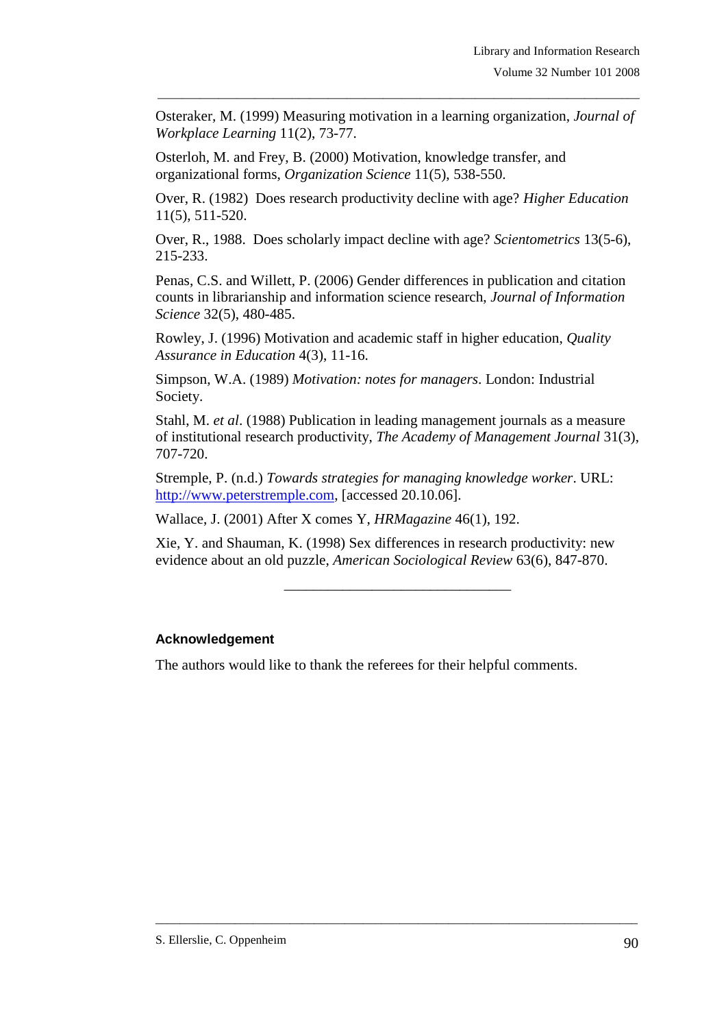Osteraker, M. (1999) Measuring motivation in a learning organization, *Journal of Workplace Learning* 11(2), 73-77.

Osterloh, M. and Frey, B. (2000) Motivation, knowledge transfer, and organizational forms, *Organization Science* 11(5), 538-550.

Over, R. (1982) Does research productivity decline with age? *Higher Education* 11(5), 511-520.

Over, R., 1988. Does scholarly impact decline with age? *Scientometrics* 13(5-6), 215-233.

Penas, C.S. and Willett, P. (2006) Gender differences in publication and citation counts in librarianship and information science research, *Journal of Information Science* 32(5), 480-485.

Rowley, J. (1996) Motivation and academic staff in higher education, *Quality Assurance in Education* 4(3), 11-16.

Simpson, W.A. (1989) *Motivation: notes for managers*. London: Industrial Society.

Stahl, M. *et al*. (1988) Publication in leading management journals as a measure of institutional research productivity, *The Academy of Management Journal* 31(3), 707-720.

Stremple, P. (n.d.) *Towards strategies for managing knowledge worker*. URL: [http://www.peterstremple.com](http://www.peterstremple.com), [accessed 20.10.06].

Wallace, J. (2001) After X comes Y, *HRMagazine* 46(1), 192.

Xie, Y. and Shauman, K. (1998) Sex differences in research productivity: new evidence about an old puzzle, *American Sociological Review* 63(6), 847-870.

---

#### Acknowledgement

The authors would like to thank the referees for their helpful comments.